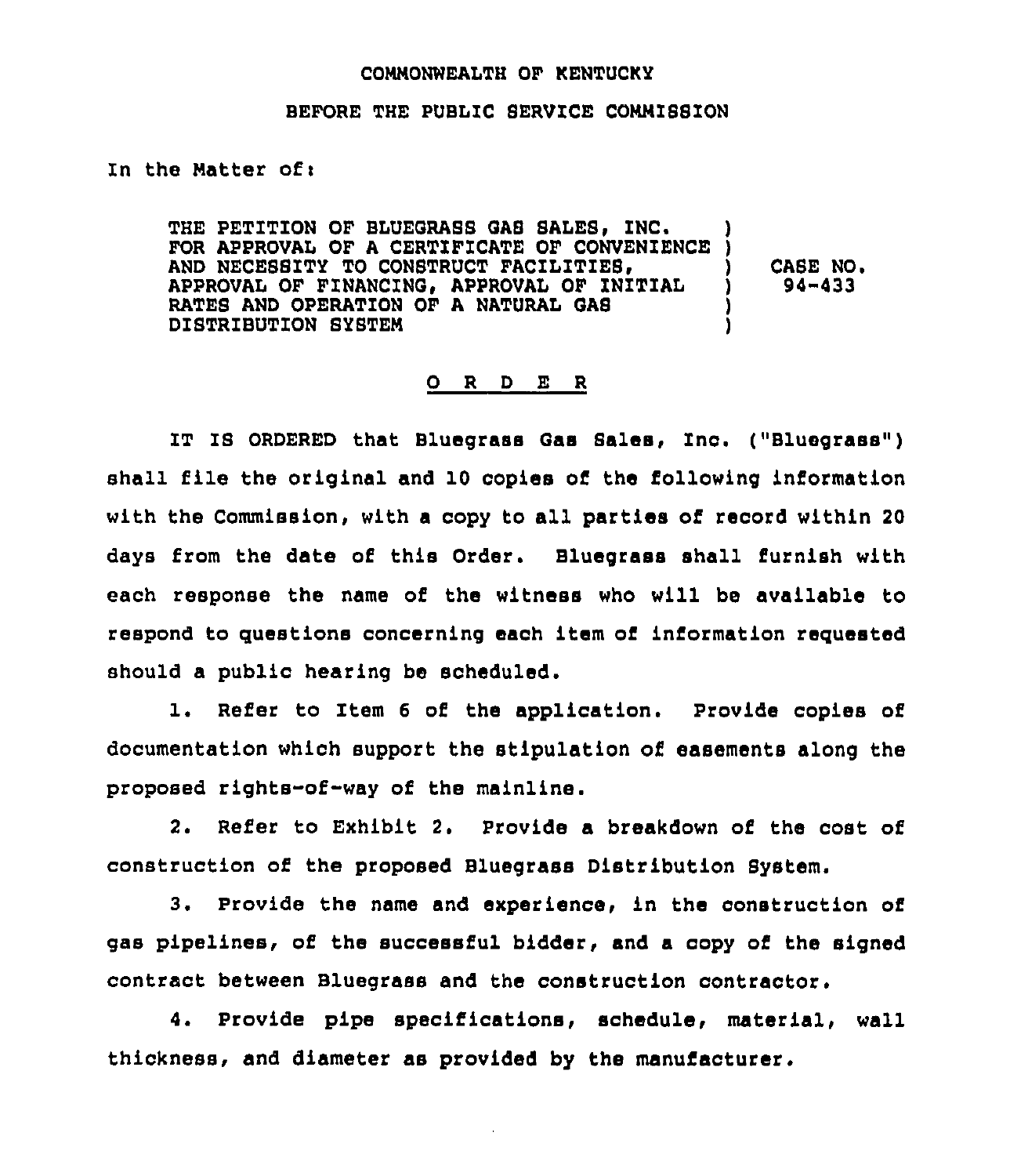COMMONWEALTH OF KENTUCKY

BEFORE THE PUBLIC SERVICE COMMISSION

In the Matter of:

| | | |
|---|---|---|
| THE PETITION OF BLUEGRASS GAS SALES, INC. FOR APPROVAL OF A CERTIFICATE OF CONVENIENCE AND NECESSITY TO CONSTRUCT FACILITIES, APPROVAL OF FINANCING, APPROVAL OF INITIAL RATES AND OPERATION OF A NATURAL GAS DISTRIBUTION SYSTEM | ) | CASE NO. 94-433 |

## O R D E R

IT IS ORDERED that Bluegrass Gas Sales, Inc. ("Bluegrass") shall file the original and 10 copies of the following information with the Commission, with a copy to all parties of record within 20 days from the date of this Order. Bluegrass shall furnish with each response the name of the witness who will be available to respond to questions concerning each item of information requested should a public hearing be scheduled.

1. Refer to Item 6 of the application. Provide copies of documentation which support the stipulation of easements along the proposed rights-of-way of the mainline.

2. Refer to Exhibit 2. Provide a breakdown of the cost of construction of the proposed Bluegrass Distribution System.

3. Provide the name and experience, in the construction of gas pipelines, of the successful bidder, and a copy of the signed contract between Bluegrass and the construction contractor.

4. Provide pipe specifications, schedule, material, wall thickness, and diameter as provided by the manufacturer.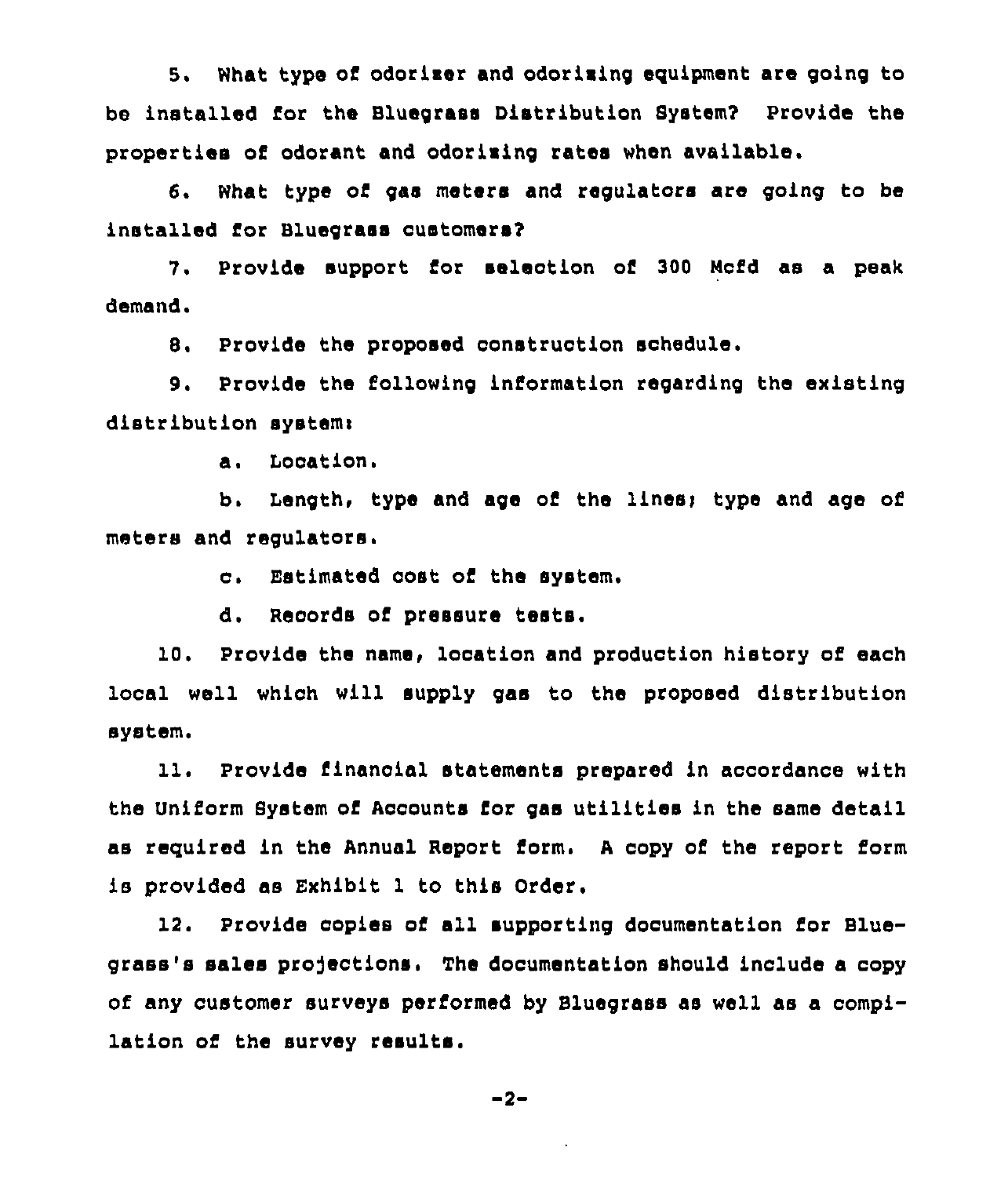5. What type of odorizer and odorizing equipment are going to be installed for the Bluegrass Distribution System? Provide the properties of odorant and odorizing rates when available.

6. What type of gas meters and regulators are going to be installed for Bluegrass customers?

7. Provide support for selection of 300 Mcfd as a peak demand.

8. Provide the proposed construction schedule.

9. Provide the following information regarding the existing distribution system:

a. Location.

b. Length, type and age of the lines; type and age of meters and regulators.

c. Estimated cost of the system.

d. Records of pressure tests.

10. Provide the name, location and production history of each local well which will supply gas to the proposed distribution system.

11. Provide financial statements prepared in accordance with the Uniform System of Accounts for gas utilities in the same detail as required in the Annual Report form. A copy of the report form is provided as Exhibit 1 to this Order.

12. Provide copies of all supporting documentation for Bluegrass's sales projections. The documentation should include a copy of any customer surveys performed by Bluegrass as well as a compilation of the survey results.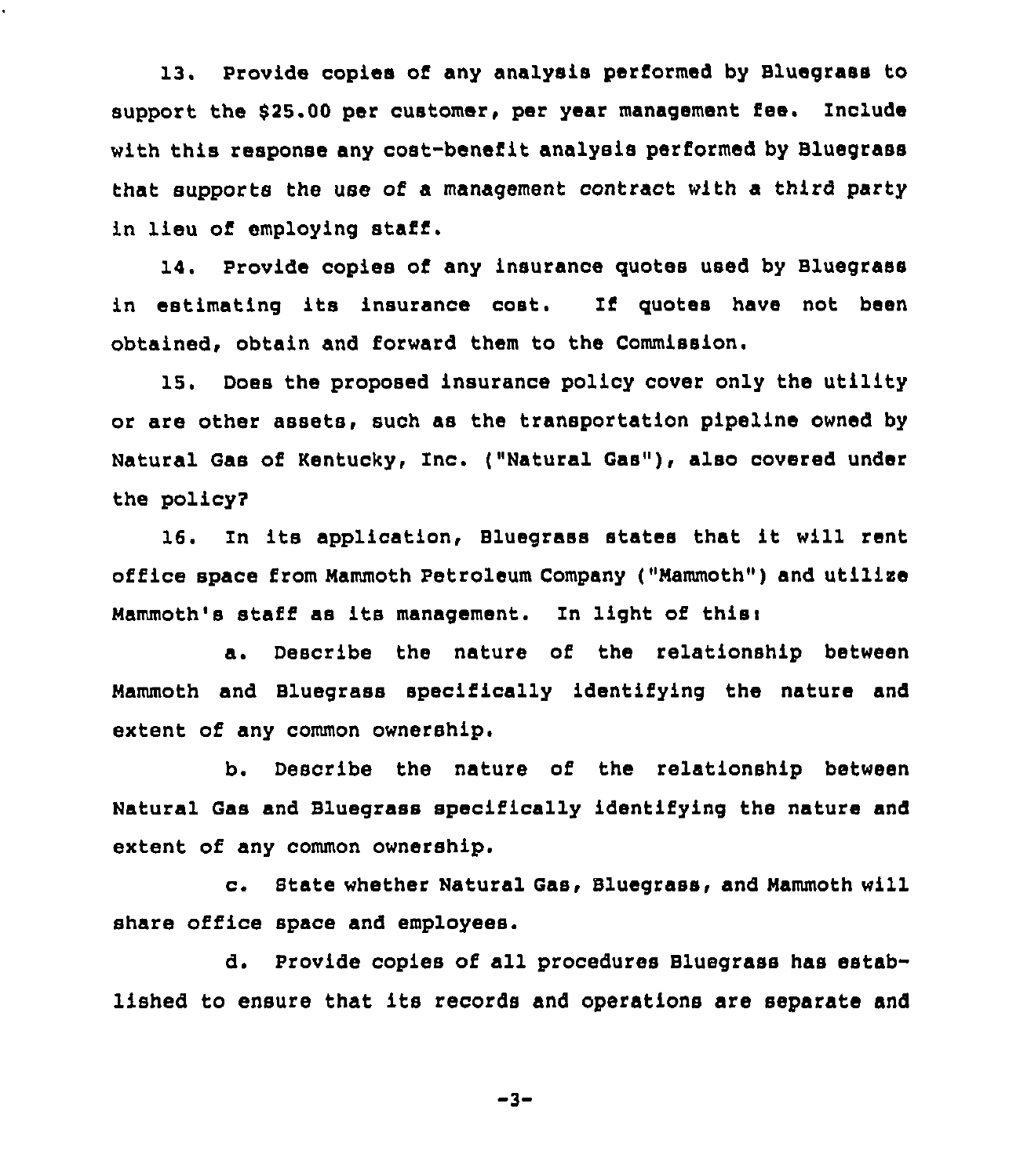13. Provide copies of any analysis performed by Bluegrass to support the $25.00 per customer, per year management fee. Include with this response any cost-benefit analysis performed by Bluegrass that supports the use of a management contract with a third party in lieu of employing staff.

14. Provide copies of any insurance quotes used by Bluegrass in estimating its insurance cost. If quotes have not been obtained, obtain and forward them to the Commission.

15. Does the proposed insurance policy cover only the utility or are other assets, such as the transportation pipeline owned by Natural Gas of Kentucky, Inc. ("Natural Gas"), also covered under the policy?

16. In its application, Bluegrass states that it will rent office space from Mammoth Petroleum Company ("Mammoth") and utilize Mammoth's staff as its management. In light of this:

a. Describe the nature of the relationship between Mammoth and Bluegrass specifically identifying the nature and extent of any common ownership.

b. Describe the nature of the relationship between Natural Gas and Bluegrass specifically identifying the nature and extent of any common ownership.

c. State whether Natural Gas, Bluegrass, and Mammoth will share office space and employees.

d. Provide copies of all procedures Bluegrass has established to ensure that its records and operations are separate and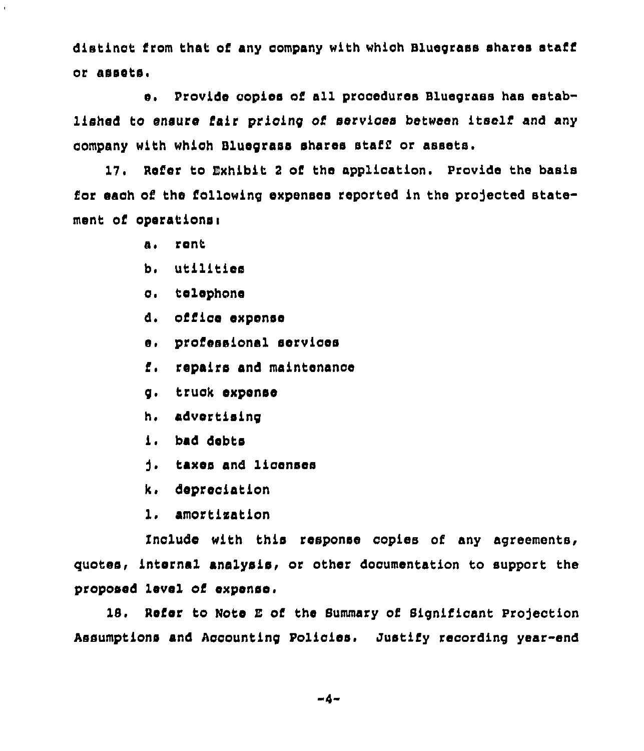distinct from that of any company with which Bluegrass shares staff or assets.

e. Provide copies of all procedures Bluegrass has established to ensure fair pricing of services between itself and any company with which Bluegrass shares staff or assets.

17. Refer to Exhibit 2 of the application. Provide the basis for each of the following expenses reported in the projected statement of operations:

a. rent

b. utilities

c. telephone

d. office expense

e. professional services

f. repairs and maintenance

g. truck expense

h. advertising

i. bad debts

j. taxes and licenses

k. depreciation

l. amortization

Include with this response copies of any agreements, quotes, internal analysis, or other documentation to support the proposed level of expense.

18. Refer to Note E of the Summary of Significant Projection Assumptions and Accounting Policies. Justify recording year-end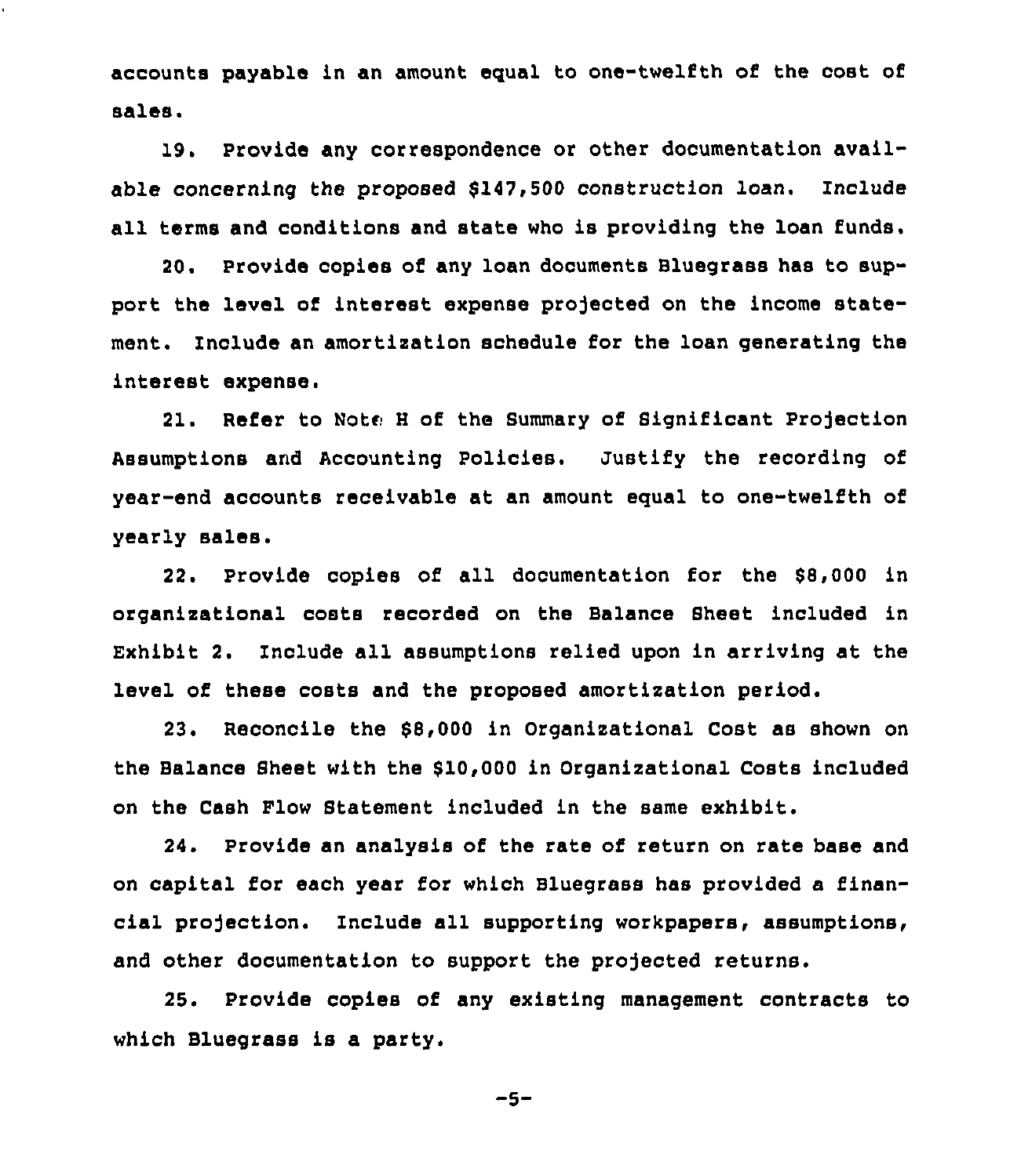accounts payable in an amount equal to one-twelfth of the cost of sales.

19. Provide any correspondence or other documentation available concerning the proposed $147,500 construction loan. Include all terms and conditions and state who is providing the loan funds.

20. Provide copies of any loan documents Bluegrass has to support the level of interest expense projected on the income statement. Include an amortization schedule for the loan generating the interest expense.

21. Refer to Note H of the Summary of Significant Projection Assumptions and Accounting Policies. Justify the recording of year-end accounts receivable at an amount equal to one-twelfth of yearly sales.

22. Provide copies of all documentation for the $8,000 in organizational costs recorded on the Balance Sheet included in Exhibit 2. Include all assumptions relied upon in arriving at the level of these costs and the proposed amortization period.

23. Reconcile the $8,000 in Organizational Cost as shown on the Balance Sheet with the $10,000 in Organizational Costs included on the Cash Flow Statement included in the same exhibit.

24. Provide an analysis of the rate of return on rate base and on capital for each year for which Bluegrass has provided a financial projection. Include all supporting workpapers, assumptions, and other documentation to support the projected returns.

25. Provide copies of any existing management contracts to which Bluegrass is a party.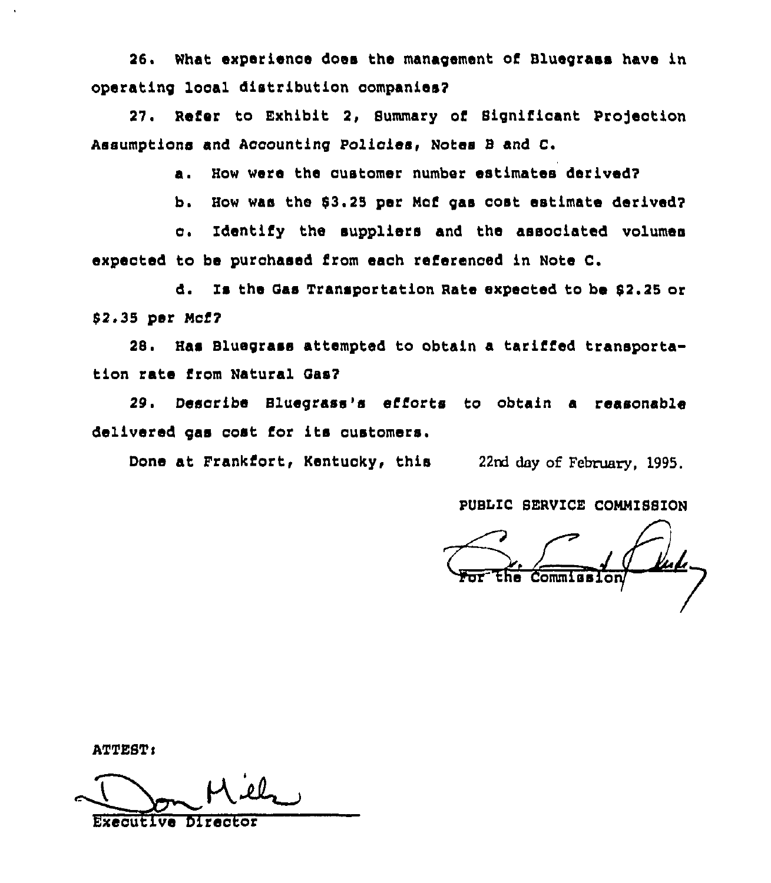26. What experience does the management of Bluegrass have in operating local distribution companies?

27. Refer to Exhibit 2, Summary of Significant Projection Assumptions and Accounting Policies, Notes B and C.

a. How were the customer number estimates derived?

b. How was the $3.25 per Mcf gas cost estimate derived?

c. Identify the suppliers and the associated volumes expected to be purchased from each referenced in Note C.

d. Is the Gas Transportation Rate expected to be $2.25 or $2.35 per Mcf?

28. Has Bluegrass attempted to obtain a tariffed transportation rate from Natural Gas?

29. Describe Bluegrass's efforts to obtain a reasonable delivered gas cost for its customers.

Done at Frankfort, Kentucky, this 22nd day of February, 1995.

PUBLIC SERVICE COMMISSION

For the Commission

ATTEST:

Executive Director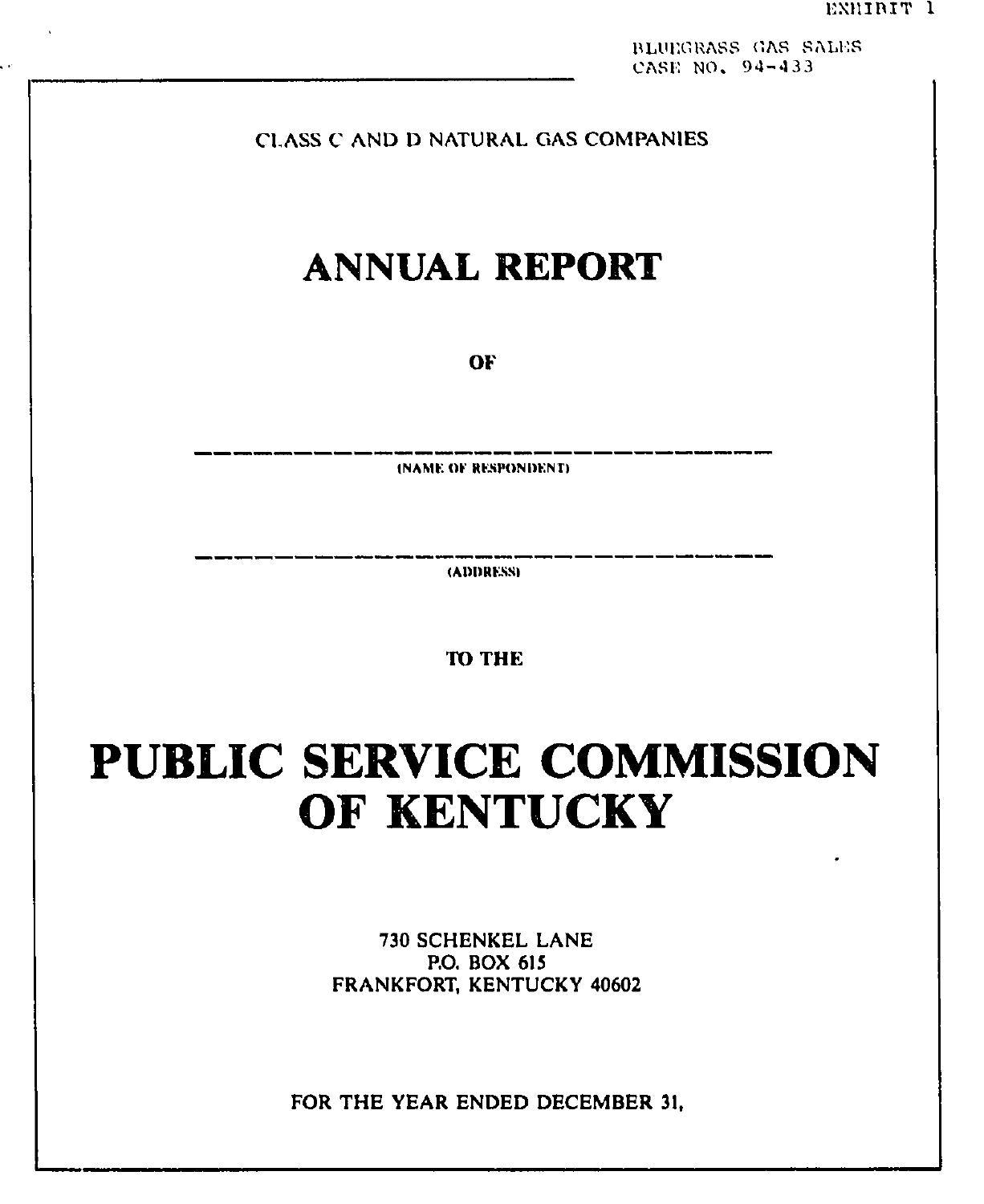EXHIBIT 1

BLUEGRASS GAS SALES
CASE NO. 94-433

CLASS C AND D NATURAL GAS COMPANIES

# ANNUAL REPORT

**OF**

\_\_\_\_\_\_\_\_\_\_\_\_\_\_\_\_\_\_\_\_\_\_\_\_\_\_\_\_\_\_\_\_\_\_\_\_\_\_\_\_
(NAME OF RESPONDENT)

\_\_\_\_\_\_\_\_\_\_\_\_\_\_\_\_\_\_\_\_\_\_\_\_\_\_\_\_\_\_\_\_\_\_\_\_\_\_\_\_
(ADDRESS)

**TO THE**

# PUBLIC SERVICE COMMISSION OF KENTUCKY

730 SCHENKEL LANE
P.O. BOX 615
FRANKFORT, KENTUCKY 40602

FOR THE YEAR ENDED DECEMBER 31,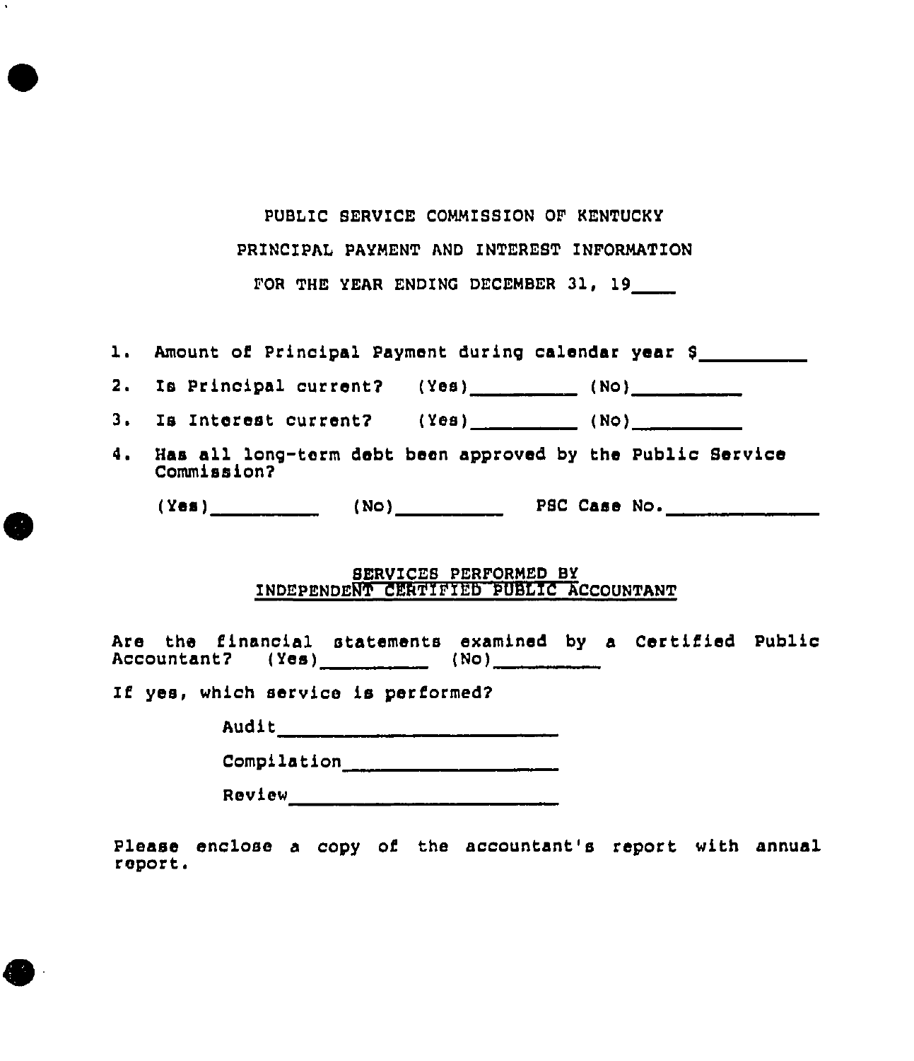PUBLIC SERVICE COMMISSION OF KENTUCKY

PRINCIPAL PAYMENT AND INTEREST INFORMATION

FOR THE YEAR ENDING DECEMBER 31, 19____

1. Amount of Principal Payment during calendar year $__________
2. Is Principal current? (Yes)__________ (No)__________
3. Is Interest current? (Yes)__________ (No)__________
4. Has all long-term debt been approved by the Public Service Commission?

   (Yes)__________ (No)__________ PSC Case No.______________

## SERVICES PERFORMED BY INDEPENDENT CERTIFIED PUBLIC ACCOUNTANT

Are the financial statements examined by a Certified Public Accountant? (Yes)__________ (No)__________

If yes, which service is performed?

Audit__________________________

Compilation____________________

Review_________________________

Please enclose a copy of the accountant's report with annual report.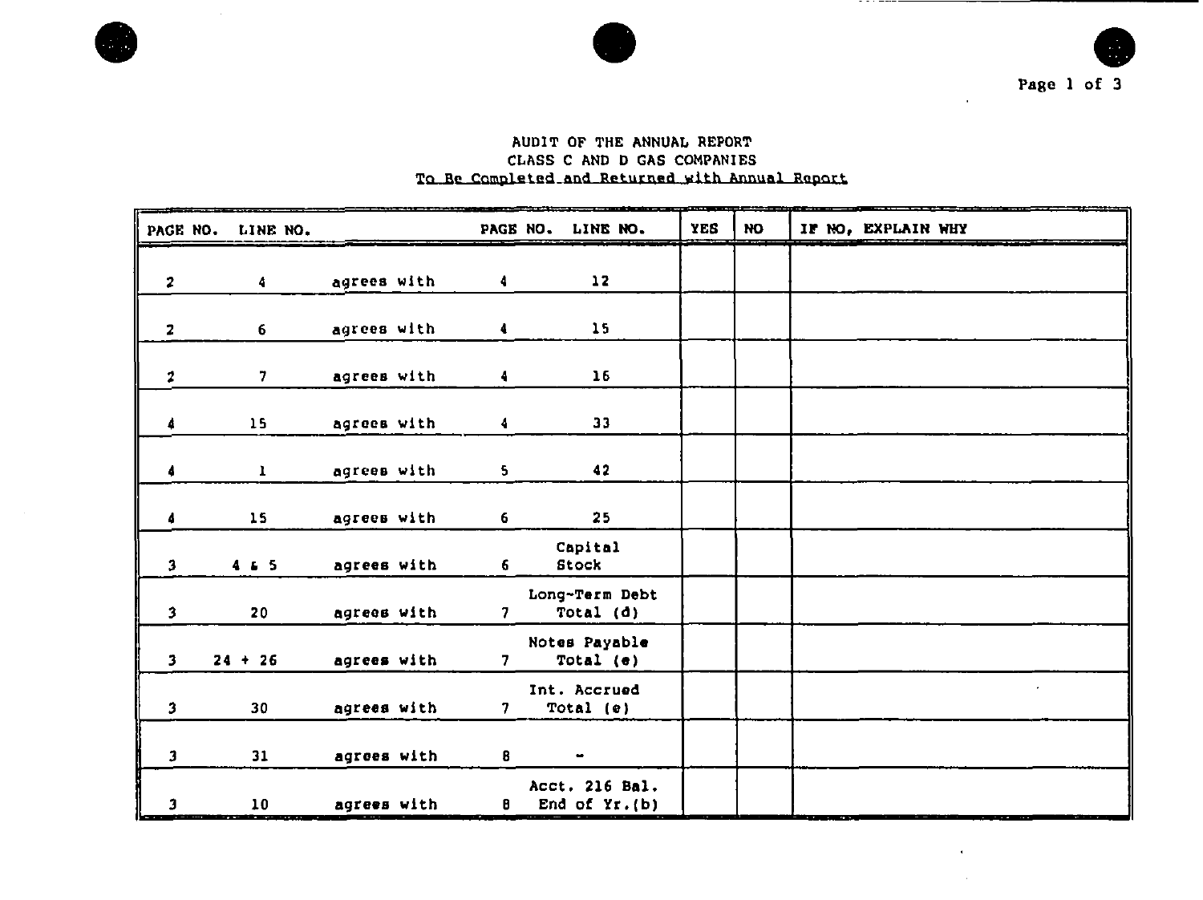AUDIT OF THE ANNUAL REPORT
CLASS C AND D GAS COMPANIES
To Be Completed and Returned with Annual Report

| PAGE NO. | LINE NO. | | PAGE NO. | LINE NO. | YES | NO | IF NO, EXPLAIN WHY |
|---|---|---|---|---|---|---|---|
| 2 | 4 | agrees with | 4 | 12 | | | |
| 2 | 6 | agrees with | 4 | 15 | | | |
| 2 | 7 | agrees with | 4 | 16 | | | |
| 4 | 15 | agrees with | 4 | 33 | | | |
| 4 | 1 | agrees with | 5 | 42 | | | |
| 4 | 15 | agrees with | 6 | 25 | | | |
| 3 | 4 & 5 | agrees with | 6 | Capital Stock | | | |
| 3 | 20 | agrees with | 7 | Long-Term Debt Total (d) | | | |
| 3 | 24 + 26 | agrees with | 7 | Notes Payable Total (e) | | | |
| 3 | 30 | agrees with | 7 | Int. Accrued Total (e) | | | |
| 3 | 31 | agrees with | 8 | - | | | |
| 3 | 10 | agrees with | 8 | Acct. 216 Bal. End of Yr.(b) | | | |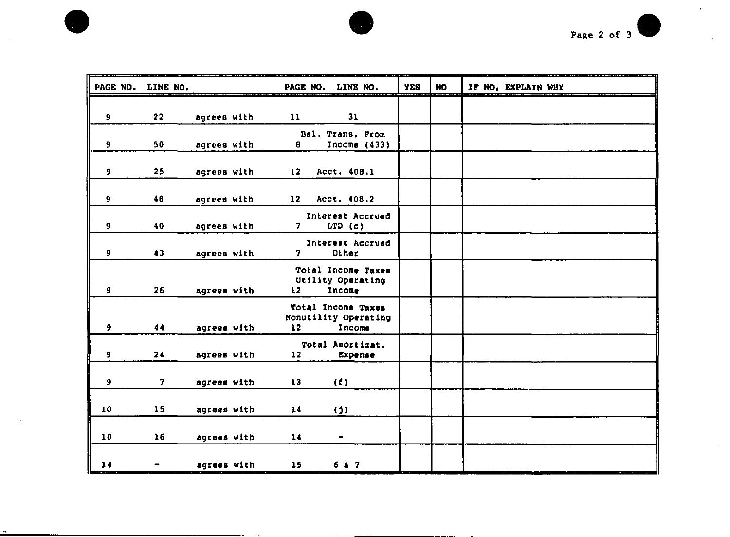| PAGE NO. | LINE NO. | | PAGE NO. | LINE NO. | YES | NO | IF NO, EXPLAIN WHY |
|---|---|---|---|---|---|---|---|
| 9 | 22 | agrees with | 11 | 31 | | | |
| 9 | 50 | agrees with | 8 | Bal. Trans. From Income (433) | | | |
| 9 | 25 | agrees with | 12 | Acct. 408.1 | | | |
| 9 | 48 | agrees with | 12 | Acct. 408.2 | | | |
| 9 | 40 | agrees with | 7 | Interest Accrued LTD (c) | | | |
| 9 | 43 | agrees with | 7 | Interest Accrued Other | | | |
| 9 | 26 | agrees with | 12 | Total Income Taxes Utility Operating Income | | | |
| 9 | 44 | agrees with | 12 | Total Income Taxes Nonutility Operating Income | | | |
| 9 | 24 | agrees with | 12 | Total Amortizat. Expense | | | |
| 9 | 7 | agrees with | 13 | (f) | | | |
| 10 | 15 | agrees with | 14 | (j) | | | |
| 10 | 16 | agrees with | 14 | - | | | |
| 14 | - | agrees with | 15 | 6 & 7 | | | |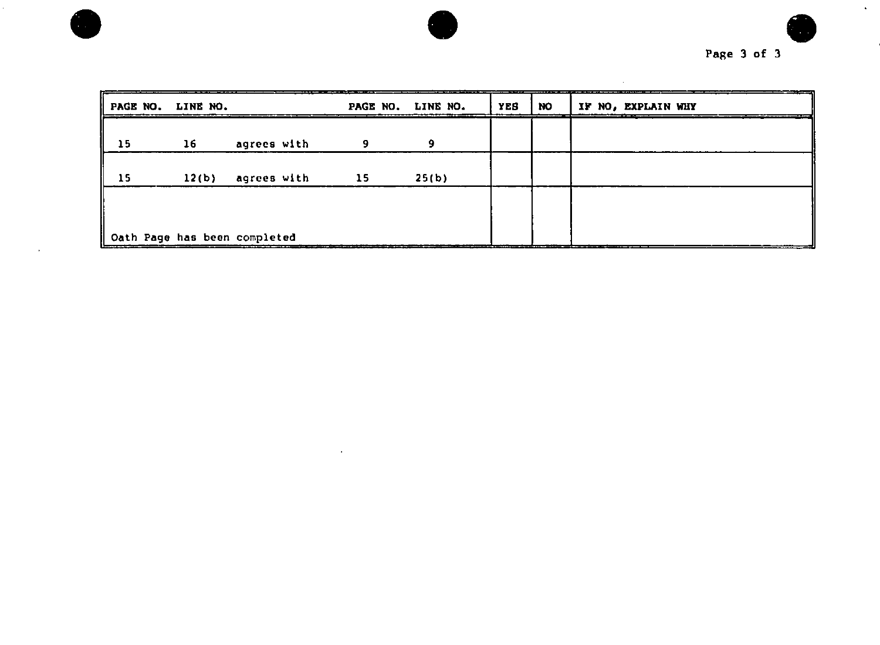| PAGE NO. | LINE NO. | | PAGE NO. | LINE NO. | YES | NO | IF NO, EXPLAIN WHY |
|---|---|---|---|---|---|---|---|
| 15 | 16 | agrees with | 9 | 9 | | | |
| 15 | 12(b) | agrees with | 15 | 25(b) | | | |
| Oath Page has been completed | | | | | | | |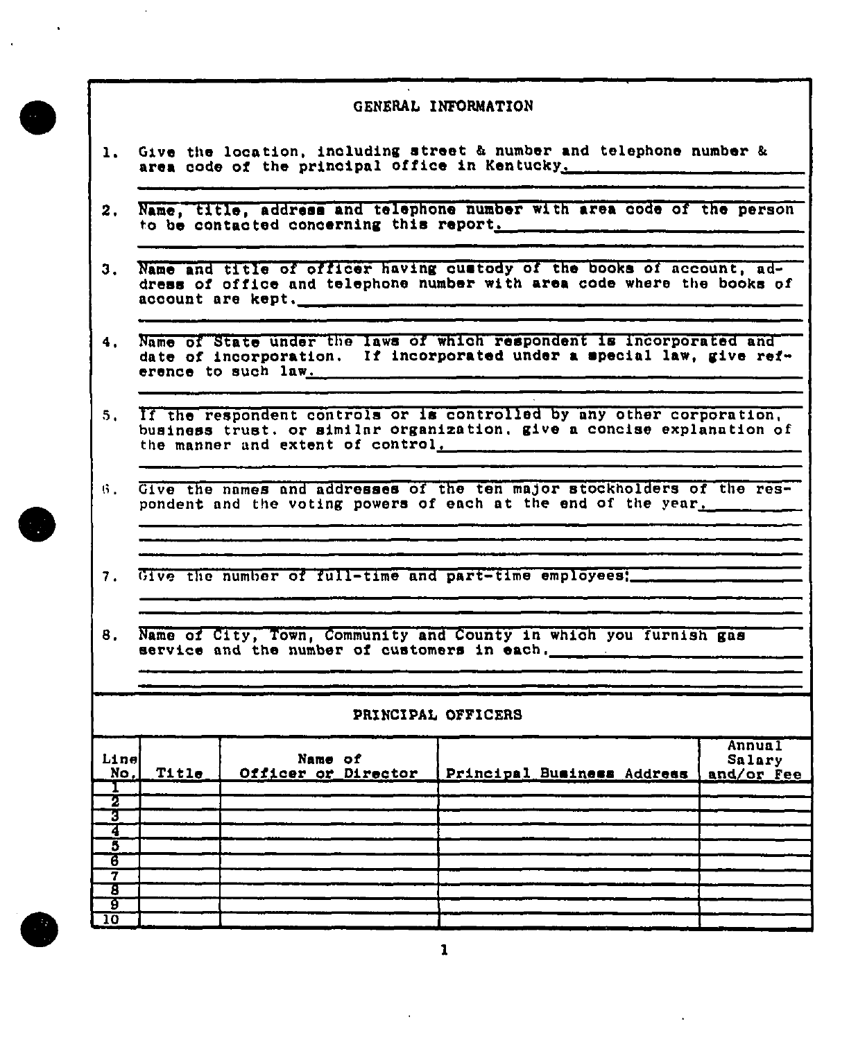## GENERAL INFORMATION

1. Give the location, including street & number and telephone number & area code of the principal office in Kentucky.

2. Name, title, address and telephone number with area code of the person to be contacted concerning this report.

3. Name and title of officer having custody of the books of account, address of office and telephone number with area code where the books of account are kept.

4. Name of State under the laws of which respondent is incorporated and date of incorporation. If incorporated under a special law, give reference to such law.

5. If the respondent controls or is controlled by any other corporation, business trust, or similar organization, give a concise explanation of the manner and extent of control.

6. Give the names and addresses of the ten major stockholders of the respondent and the voting powers of each at the end of the year.

7. Give the number of full-time and part-time employees:

8. Name of City, Town, Community and County in which you furnish gas service and the number of customers in each.

## PRINCIPAL OFFICERS

| Line No. | Title | Name of Officer or Director | Principal Business Address | Annual Salary and/or Fee |
|---|---|---|---|---|
| 1 | | | | |
| 2 | | | | |
| 3 | | | | |
| 4 | | | | |
| 5 | | | | |
| 6 | | | | |
| 7 | | | | |
| 8 | | | | |
| 9 | | | | |
| 10 | | | | |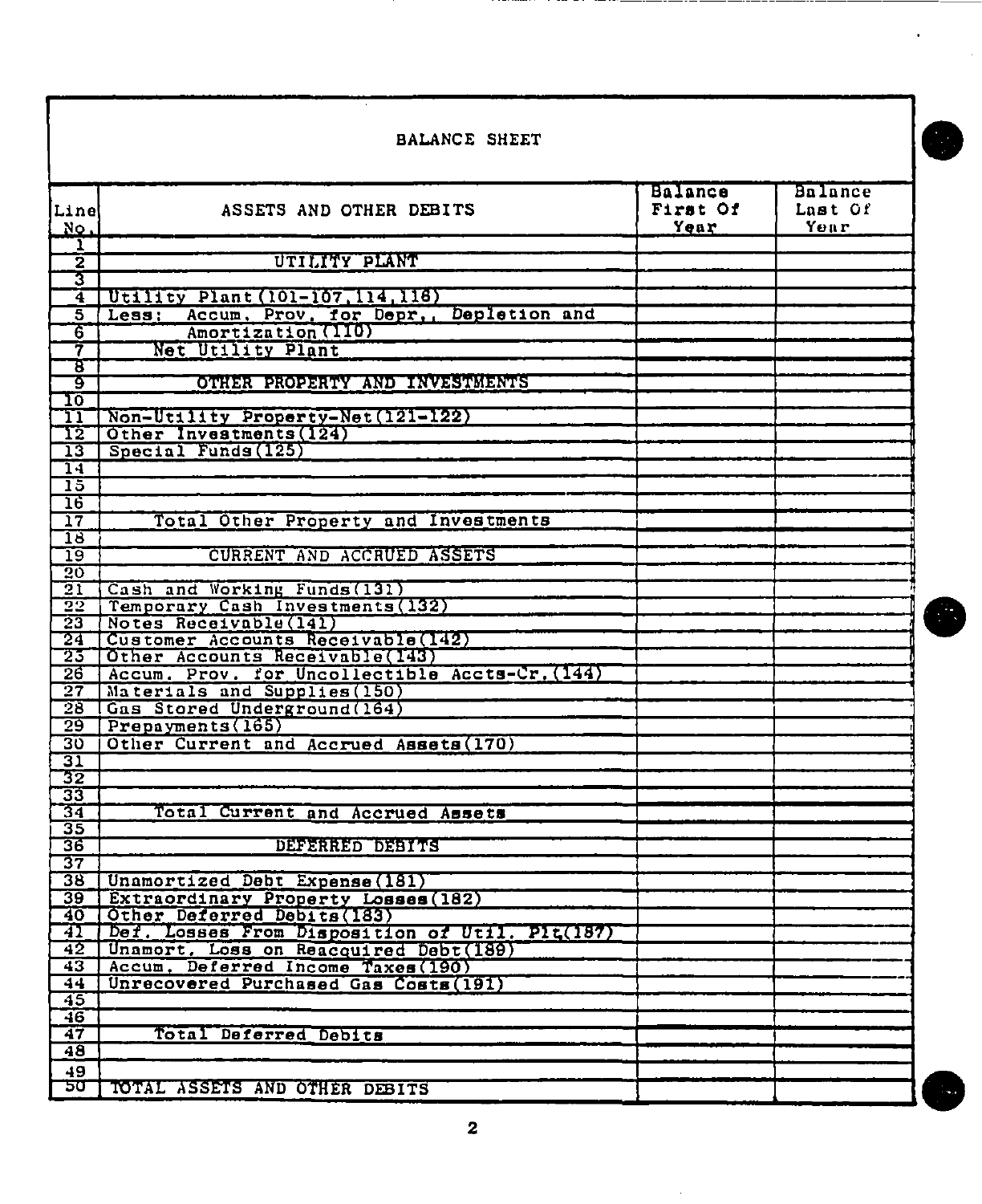# BALANCE SHEET

| Line No. | ASSETS AND OTHER DEBITS | Balance First Of Year | Balance Last Of Year |
|---|---|---|---|
| 1 | | | |
| 2 | UTILITY PLANT | | |
| 3 | | | |
| 4 | Utility Plant(101-107,114,118) | | |
| 5 | Less: Accum. Prov. for Depr., Depletion and | | |
| 6 | Amortization(110) | | |
| 7 | Net Utility Plant | | |
| 8 | | | |
| 9 | OTHER PROPERTY AND INVESTMENTS | | |
| 10 | | | |
| 11 | Non-Utility Property-Net(121-122) | | |
| 12 | Other Investments(124) | | |
| 13 | Special Funds(125) | | |
| 14 | | | |
| 15 | | | |
| 16 | | | |
| 17 | Total Other Property and Investments | | |
| 18 | | | |
| 19 | CURRENT AND ACCRUED ASSETS | | |
| 20 | | | |
| 21 | Cash and Working Funds(131) | | |
| 22 | Temporary Cash Investments(132) | | |
| 23 | Notes Receivable(141) | | |
| 24 | Customer Accounts Receivable(142) | | |
| 25 | Other Accounts Receivable(143) | | |
| 26 | Accum. Prov. for Uncollectible Accts-Cr.(144) | | |
| 27 | Materials and Supplies(150) | | |
| 28 | Gas Stored Underground(164) | | |
| 29 | Prepayments(165) | | |
| 30 | Other Current and Accrued Assets(170) | | |
| 31 | | | |
| 32 | | | |
| 33 | | | |
| 34 | Total Current and Accrued Assets | | |
| 35 | | | |
| 36 | DEFERRED DEBITS | | |
| 37 | | | |
| 38 | Unamortized Debt Expense(181) | | |
| 39 | Extraordinary Property Losses(182) | | |
| 40 | Other Deferred Debits(183) | | |
| 41 | Def. Losses From Disposition of Util. Plt.(187) | | |
| 42 | Unamort. Loss on Reacquired Debt(189) | | |
| 43 | Accum. Deferred Income Taxes(190) | | |
| 44 | Unrecovered Purchased Gas Costs(191) | | |
| 45 | | | |
| 46 | | | |
| 47 | Total Deferred Debits | | |
| 48 | | | |
| 49 | | | |
| 50 | TOTAL ASSETS AND OTHER DEBITS | | |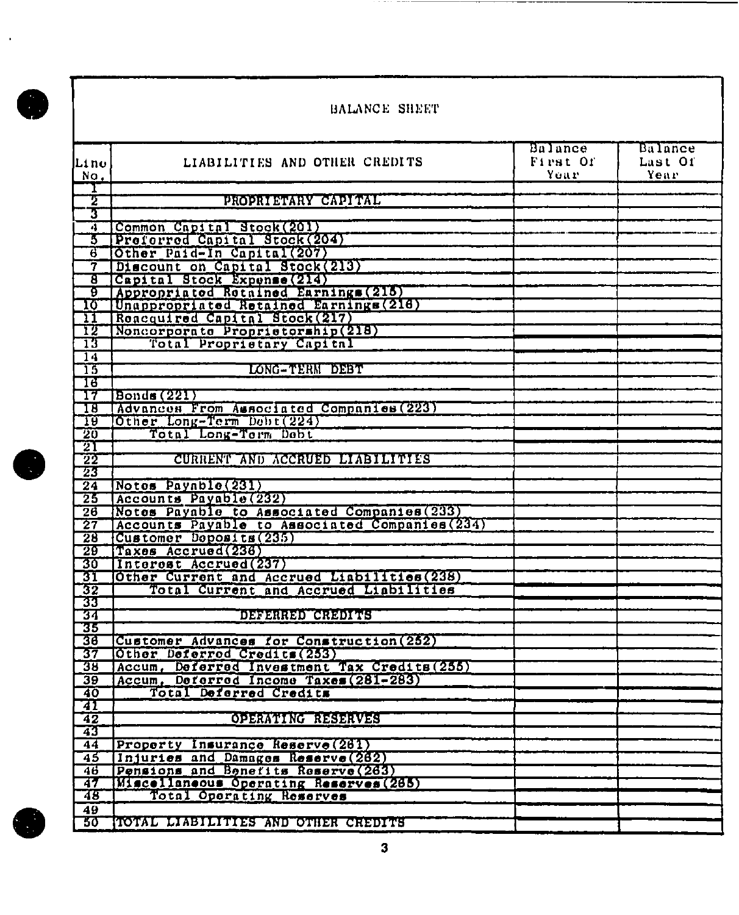# BALANCE SHEET

| Line No. | LIABILITIES AND OTHER CREDITS | Balance First Of Year | Balance Last Of Year |
|---|---|---|---|
| 1 | | | |
| 2 | PROPRIETARY CAPITAL | | |
| 3 | | | |
| 4 | Common Capital Stock(201) | | |
| 5 | Preferred Capital Stock(204) | | |
| 6 | Other Paid-In Capital(207) | | |
| 7 | Discount on Capital Stock(213) | | |
| 8 | Capital Stock Expense(214) | | |
| 9 | Appropriated Retained Earnings(215) | | |
| 10 | Unappropriated Retained Earnings(216) | | |
| 11 | Reacquired Capital Stock(217) | | |
| 12 | Noncorporate Proprietorship(218) | | |
| 13 | Total Proprietary Capital | | |
| 14 | | | |
| 15 | LONG-TERM DEBT | | |
| 16 | | | |
| 17 | Bonds(221) | | |
| 18 | Advances From Associated Companies(223) | | |
| 19 | Other Long-Term Debt(224) | | |
| 20 | Total Long-Term Debt | | |
| 21 | | | |
| 22 | CURRENT AND ACCRUED LIABILITIES | | |
| 23 | | | |
| 24 | Notes Payable(231) | | |
| 25 | Accounts Payable(232) | | |
| 26 | Notes Payable to Associated Companies(233) | | |
| 27 | Accounts Payable to Associated Companies(234) | | |
| 28 | Customer Deposits(235) | | |
| 29 | Taxes Accrued(236) | | |
| 30 | Interest Accrued(237) | | |
| 31 | Other Current and Accrued Liabilities(238) | | |
| 32 | Total Current and Accrued Liabilities | | |
| 33 | | | |
| 34 | DEFERRED CREDITS | | |
| 35 | | | |
| 36 | Customer Advances for Construction(252) | | |
| 37 | Other Deferred Credits(253) | | |
| 38 | Accum. Deferred Investment Tax Credits(255) | | |
| 39 | Accum. Deferred Income Taxes(281-283) | | |
| 40 | Total Deferred Credits | | |
| 41 | | | |
| 42 | OPERATING RESERVES | | |
| 43 | | | |
| 44 | Property Insurance Reserve(261) | | |
| 45 | Injuries and Damages Reserve(262) | | |
| 46 | Pensions and Benefits Reserve(263) | | |
| 47 | Miscellaneous Operating Reserves(265) | | |
| 48 | Total Operating Reserves | | |
| 49 | | | |
| 50 | TOTAL LIABILITIES AND OTHER CREDITS | | |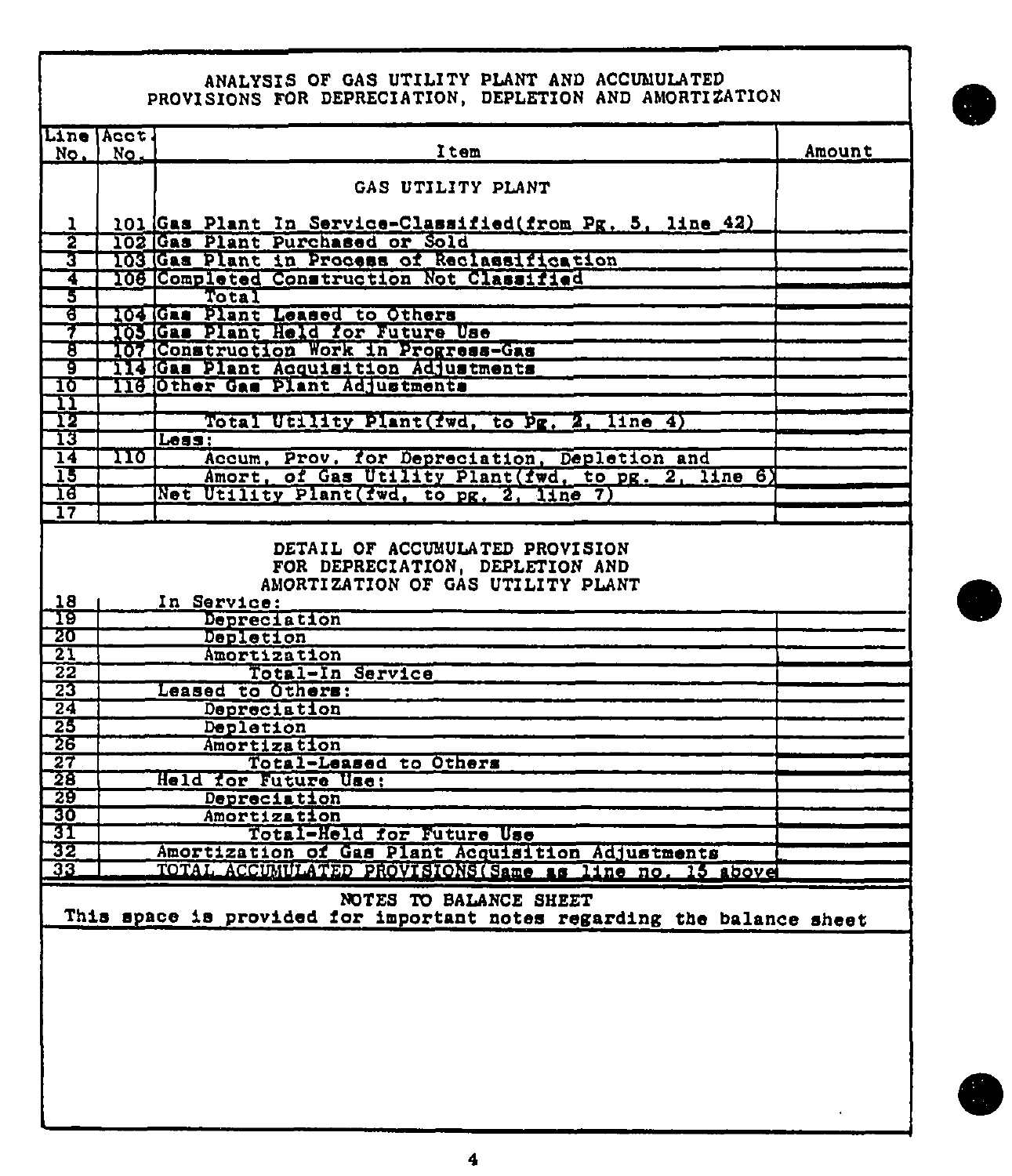# ANALYSIS OF GAS UTILITY PLANT AND ACCUMULATED PROVISIONS FOR DEPRECIATION, DEPLETION AND AMORTIZATION

| Line No. | Acct. No. | Item | Amount |
|---|---|---|---|
| | | GAS UTILITY PLANT | |
| 1 | 101 | Gas Plant In Service-Classified(from Pg. 5, line 42) | |
| 2 | 102 | Gas Plant Purchased or Sold | |
| 3 | 103 | Gas Plant in Process of Reclassification | |
| 4 | 106 | Completed Construction Not Classified | |
| 5 | | Total | |
| 6 | 104 | Gas Plant Leased to Others | |
| 7 | 105 | Gas Plant Held for Future Use | |
| 8 | 107 | Construction Work in Progress-Gas | |
| 9 | 114 | Gas Plant Acquisition Adjustments | |
| 10 | 116 | Other Gas Plant Adjustments | |
| 11 | | | |
| 12 | | Total Utility Plant(fwd. to Pg. 2, line 4) | |
| 13 | | Less: | |
| 14 | 110 | Accum. Prov. for Depreciation, Depletion and | |
| 15 | | Amort. of Gas Utility Plant(fwd. to pg. 2, line 6) | |
| 16 | | Net Utility Plant(fwd. to pg. 2, line 7) | |
| 17 | | | |

## DETAIL OF ACCUMULATED PROVISION FOR DEPRECIATION, DEPLETION AND AMORTIZATION OF GAS UTILITY PLANT

| Line No. | Item | Amount |
|---|---|---|
| 18 | In Service: | |
| 19 | Depreciation | |
| 20 | Depletion | |
| 21 | Amortization | |
| 22 | Total-In Service | |
| 23 | Leased to Others: | |
| 24 | Depreciation | |
| 25 | Depletion | |
| 26 | Amortization | |
| 27 | Total-Leased to Others | |
| 28 | Held for Future Use: | |
| 29 | Depreciation | |
| 30 | Amortization | |
| 31 | Total-Held for Future Use | |
| 32 | Amortization of Gas Plant Acquisition Adjustments | |
| 33 | TOTAL ACCUMULATED PROVISIONS(Same as line no. 15 above | |

## NOTES TO BALANCE SHEET

This space is provided for important notes regarding the balance sheet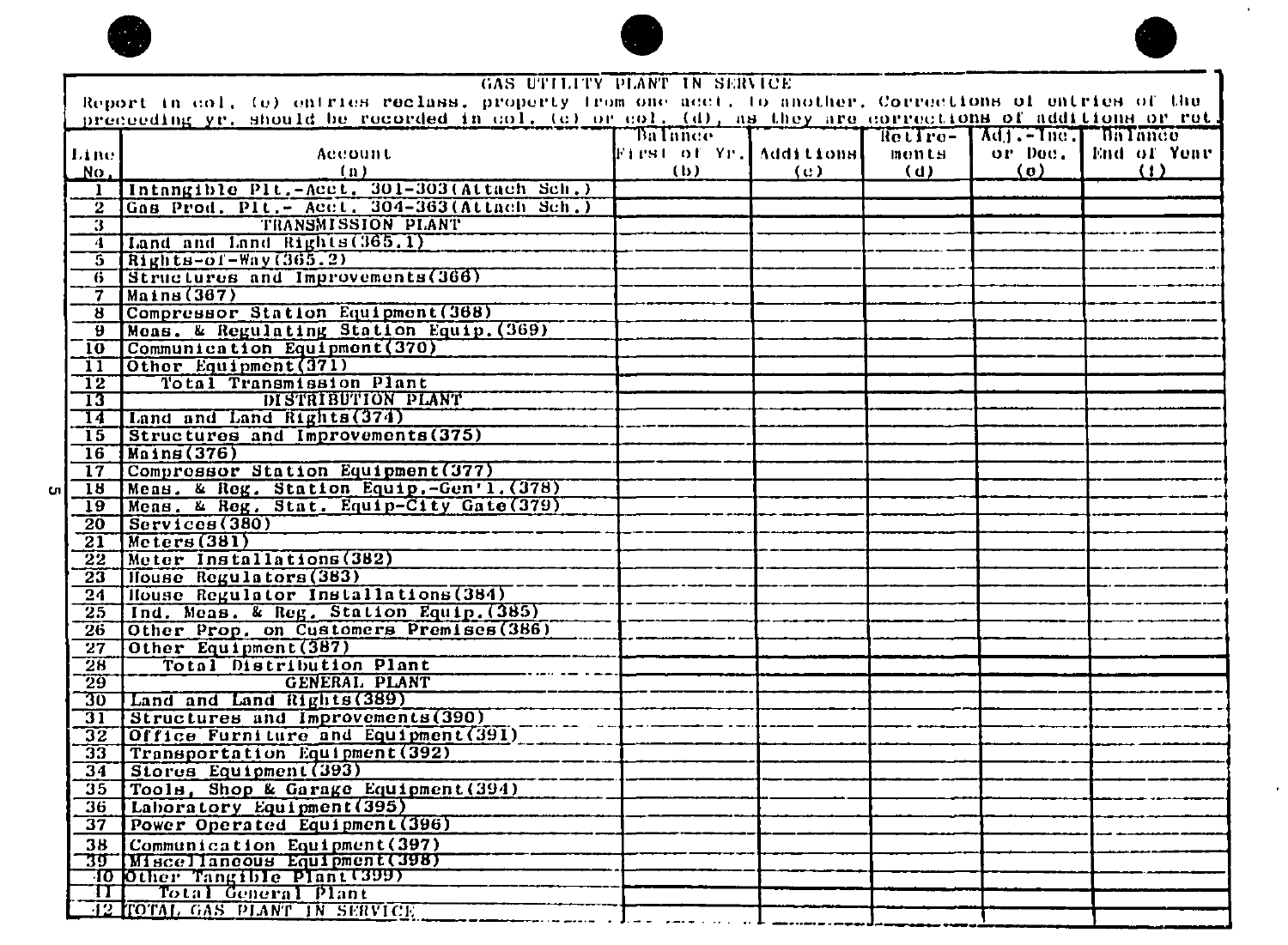## GAS UTILITY PLANT IN SERVICE

Report in col. (e) entries reclass. property from one acct. to another. Corrections of entries of the preceeding yr. should be recorded in col. (c) or col. (d), as they are corrections of additions or ret.

| Line No. | Account (a) | Balance First of Yr. (b) | Additions (c) | Retire-ments (d) | Adj.-Inc. or Dec. (e) | Balance End of Year (f) |
|---|---|---|---|---|---|---|
| 1 | Intangible Plt.-Acct. 301-303(Attach Sch.) | | | | | |
| 2 | Gas Prod. Plt.- Acct. 304-363(Attach Sch.) | | | | | |
| 3 | TRANSMISSION PLANT | | | | | |
| 4 | Land and Land Rights(365.1) | | | | | |
| 5 | Rights-of-Way(365.2) | | | | | |
| 6 | Structures and Improvements(366) | | | | | |
| 7 | Mains(367) | | | | | |
| 8 | Compressor Station Equipment(368) | | | | | |
| 9 | Meas. & Regulating Station Equip.(369) | | | | | |
| 10 | Communication Equipment(370) | | | | | |
| 11 | Other Equipment(371) | | | | | |
| 12 | Total Transmission Plant | | | | | |
| 13 | DISTRIBUTION PLANT | | | | | |
| 14 | Land and Land Rights(374) | | | | | |
| 15 | Structures and Improvements(375) | | | | | |
| 16 | Mains(376) | | | | | |
| 17 | Compressor Station Equipment(377) | | | | | |
| 18 | Meas. & Reg. Station Equip.-Gen'l.(378) | | | | | |
| 19 | Meas. & Reg. Stat. Equip-City Gate(379) | | | | | |
| 20 | Services(380) | | | | | |
| 21 | Meters(381) | | | | | |
| 22 | Meter Installations(382) | | | | | |
| 23 | House Regulators(383) | | | | | |
| 24 | House Regulator Installations(384) | | | | | |
| 25 | Ind. Meas. & Reg. Station Equip.(385) | | | | | |
| 26 | Other Prop. on Customers Premises(386) | | | | | |
| 27 | Other Equipment(387) | | | | | |
| 28 | Total Distribution Plant | | | | | |
| 29 | GENERAL PLANT | | | | | |
| 30 | Land and Land Rights(389) | | | | | |
| 31 | Structures and Improvements(390) | | | | | |
| 32 | Office Furniture and Equipment(391) | | | | | |
| 33 | Transportation Equipment(392) | | | | | |
| 34 | Stores Equipment(393) | | | | | |
| 35 | Tools, Shop & Garage Equipment(394) | | | | | |
| 36 | Laboratory Equipment(395) | | | | | |
| 37 | Power Operated Equipment(396) | | | | | |
| 38 | Communication Equipment(397) | | | | | |
| 39 | Miscellaneous Equipment(398) | | | | | |
| 40 | Other Tangible Plant(399) | | | | | |
| 41 | Total General Plant | | | | | |
| 42 | TOTAL GAS PLANT IN SERVICE | | | | | |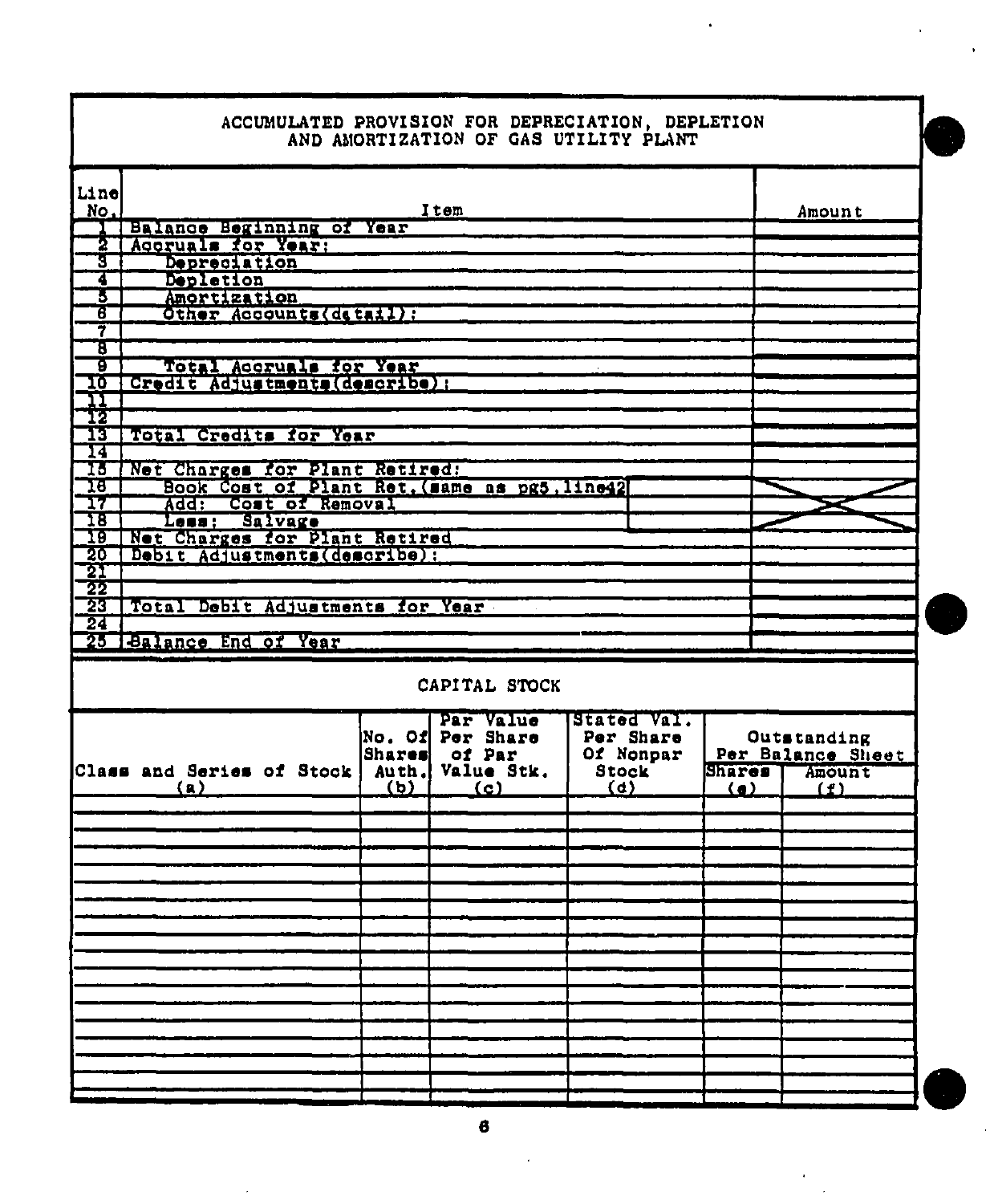## ACCUMULATED PROVISION FOR DEPRECIATION, DEPLETION AND AMORTIZATION OF GAS UTILITY PLANT

| Line No. | Item | | Amount |
|---|---|---|---|
| 1 | Balance Beginning of Year | | |
| 2 | Accruals for Year: | | |
| 3 | Depreciation | | |
| 4 | Depletion | | |
| 5 | Amortization | | |
| 6 | Other Accounts(detail): | | |
| 7 | | | |
| 8 | | | |
| 9 | Total Accruals for Year | | |
| 10 | Credit Adjustments(describe): | | |
| 11 | | | |
| 12 | | | |
| 13 | Total Credits for Year | | |
| 14 | | | |
| 15 | Net Charges for Plant Retired: | | |
| 16 | Book Cost of Plant Ret.(same as pg5,line42) | | X |
| 17 | Add: Cost of Removal | | X |
| 18 | Less: Salvage | | X |
| 19 | Net Charges for Plant Retired | | |
| 20 | Debit Adjustments(describe): | | |
| 21 | | | |
| 22 | | | |
| 23 | Total Debit Adjustments for Year | | |
| 24 | | | |
| 25 | Balance End of Year | | |

## CAPITAL STOCK

| Class and Series of Stock (a) | No. Of Shares Auth. (b) | Par Value Per Share of Par Value Stk. (c) | Stated Val. Per Share Of Nonpar Stock (d) | Outstanding Per Balance Sheet | |
|---|---|---|---|---|---|
| | | | | Shares (e) | Amount (f) |
| | | | | | |
| | | | | | |
| | | | | | |
| | | | | | |
| | | | | | |
| | | | | | |
| | | | | | |
| | | | | | |
| | | | | | |
| | | | | | |
| | | | | | |
| | | | | | |
| | | | | | |
| | | | | | |
| | | | | | |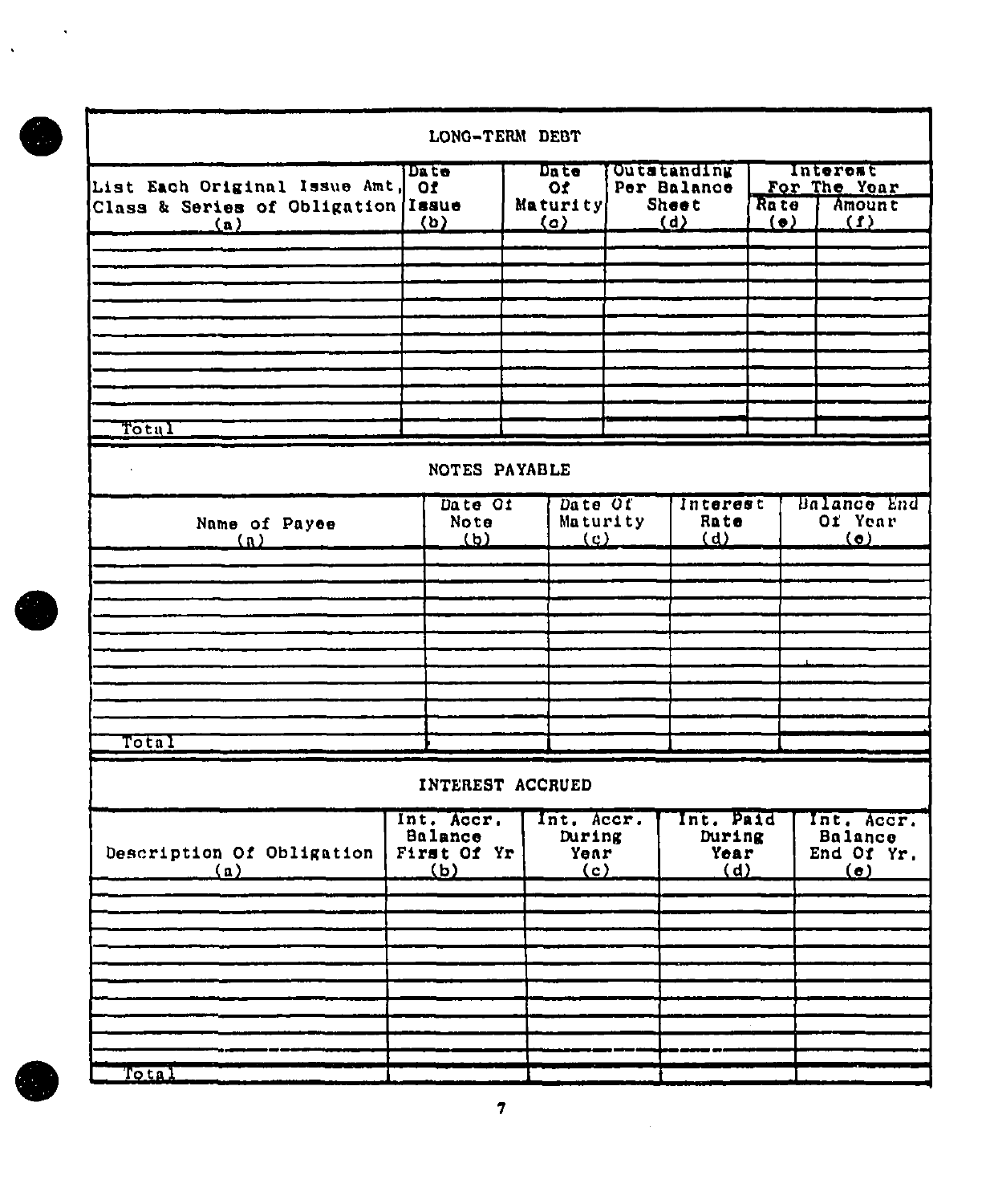## LONG-TERM DEBT

| List Each Original Issue Amt, Class & Series of Obligation (a) | Date Of Issue (b) | Date Of Maturity (c) | Outstanding Per Balance Sheet (d) | Interest For The Year | |
|---|---|---|---|---|---|
| | | | | Rate (e) | Amount (f) |
| | | | | | |
| | | | | | |
| | | | | | |
| | | | | | |
| | | | | | |
| | | | | | |
| | | | | | |
| | | | | | |
| | | | | | |
| | | | | | |
| Total | | | | | |

## NOTES PAYABLE

| Name of Payee (a) | Date Of Note (b) | Date Of Maturity (c) | Interest Rate (d) | Balance End Of Year (e) |
|---|---|---|---|---|
| | | | | |
| | | | | |
| | | | | |
| | | | | |
| | | | | |
| | | | | |
| | | | | |
| | | | | |
| | | | | |
| | | | | |
| | | | | |
| Total | | | | |

## INTEREST ACCRUED

| Description Of Obligation (a) | Int. Accr. Balance First Of Yr (b) | Int. Accr. During Year (c) | Int. Paid During Year (d) | Int. Accr. Balance End Of Yr. (e) |
|---|---|---|---|---|
| | | | | |
| | | | | |
| | | | | |
| | | | | |
| | | | | |
| | | | | |
| | | | | |
| | | | | |
| | | | | |
| | | | | |
| | | | | |
| Total | | | | |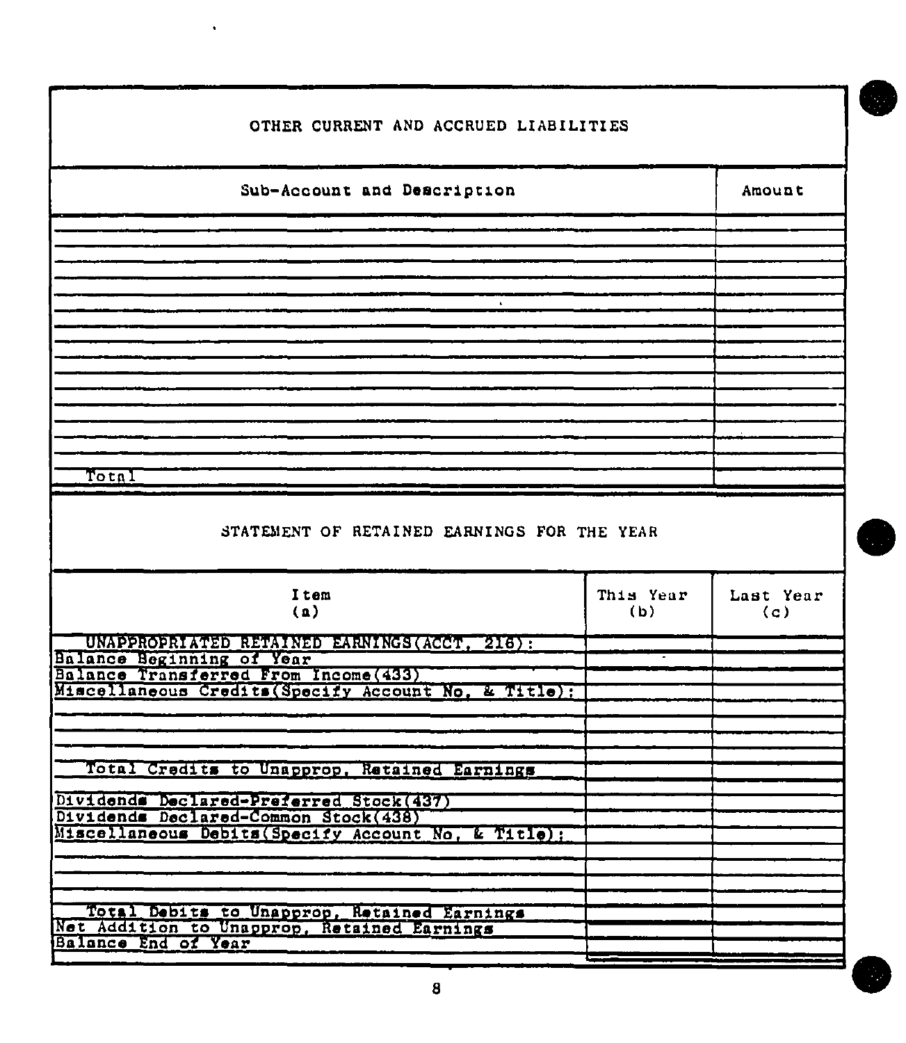## OTHER CURRENT AND ACCRUED LIABILITIES

| Sub-Account and Description | Amount |
|---|---|
| | |
| | |
| | |
| | |
| | |
| | |
| | |
| | |
| | |
| | |
| | |
| | |
| | |
| | |
| | |
| | |
| Total | |

## STATEMENT OF RETAINED EARNINGS FOR THE YEAR

| Item<br>(a) | This Year<br>(b) | Last Year<br>(c) |
|---|---|---|
| UNAPPROPRIATED RETAINED EARNINGS(ACCT. 216): | | |
| Balance Beginning of Year | | |
| Balance Transferred From Income(433) | | |
| Miscellaneous Credits(Specify Account No. & Title): | | |
| | | |
| | | |
| | | |
| | | |
| Total Credits to Unapprop. Retained Earnings | | |
| | | |
| Dividends Declared-Preferred Stock(437) | | |
| Dividends Declared-Common Stock(438) | | |
| Miscellaneous Debits(Specify Account No. & Title): | | |
| | | |
| | | |
| | | |
| | | |
| Total Debits to Unapprop. Retained Earnings | | |
| Net Addition to Unapprop. Retained Earnings | | |
| Balance End of Year | | |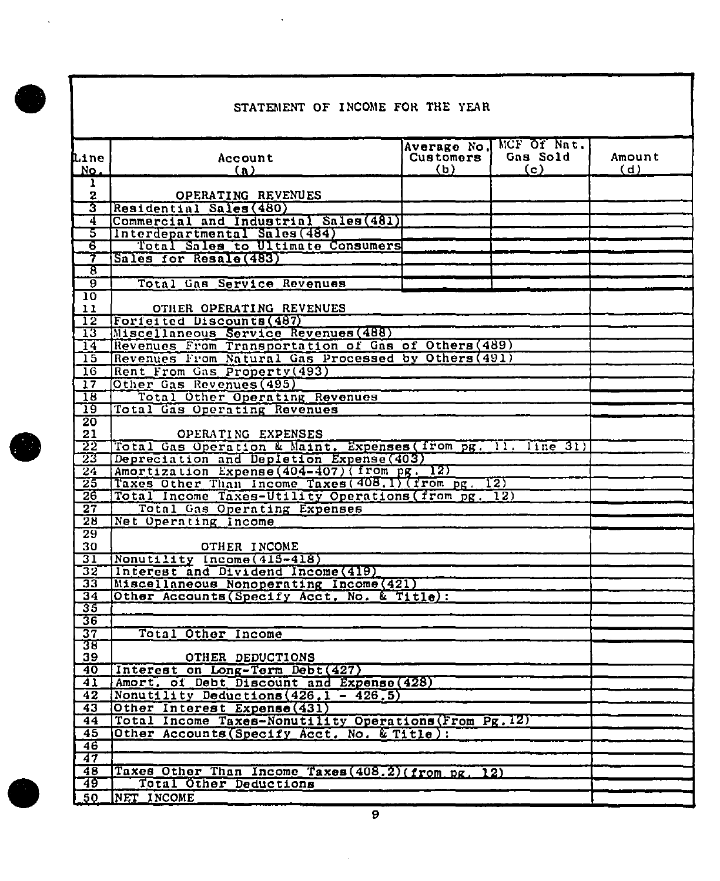# STATEMENT OF INCOME FOR THE YEAR

| Line No. | Account (a) | Average No. Customers (b) | MCF Of Nat. Gas Sold (c) | Amount (d) |
|---|---|---|---|---|
| 1 | | | | |
| 2 | OPERATING REVENUES | | | |
| 3 | Residential Sales(480) | | | |
| 4 | Commercial and Industrial Sales(481) | | | |
| 5 | Interdepartmental Sales(484) | | | |
| 6 | Total Sales to Ultimate Consumers | | | |
| 7 | Sales for Resale(483) | | | |
| 8 | | | | |
| 9 | Total Gas Service Revenues | | | |
| 10 | | | | |
| 11 | OTHER OPERATING REVENUES | | | |
| 12 | Forfeited Discounts(487) | | | |
| 13 | Miscellaneous Service Revenues(488) | | | |
| 14 | Revenues From Transportation of Gas of Others(489) | | | |
| 15 | Revenues From Natural Gas Processed by Others(491) | | | |
| 16 | Rent From Gas Property(493) | | | |
| 17 | Other Gas Revenues(495) | | | |
| 18 | Total Other Operating Revenues | | | |
| 19 | Total Gas Operating Revenues | | | |
| 20 | | | | |
| 21 | OPERATING EXPENSES | | | |
| 22 | Total Gas Operation & Maint. Expenses(from pg. 11, line 31) | | | |
| 23 | Depreciation and Depletion Expense(403) | | | |
| 24 | Amortization Expense(404-407)(from pg. 12) | | | |
| 25 | Taxes Other Than Income Taxes(408.1)(from pg. 12) | | | |
| 26 | Total Income Taxes-Utility Operations(from pg. 12) | | | |
| 27 | Total Gas Operating Expenses | | | |
| 28 | Net Operating Income | | | |
| 29 | | | | |
| 30 | OTHER INCOME | | | |
| 31 | Nonutility Income(415-418) | | | |
| 32 | Interest and Dividend Income(419) | | | |
| 33 | Miscellaneous Nonoperating Income(421) | | | |
| 34 | Other Accounts(Specify Acct. No. & Title): | | | |
| 35 | | | | |
| 36 | | | | |
| 37 | Total Other Income | | | |
| 38 | | | | |
| 39 | OTHER DEDUCTIONS | | | |
| 40 | Interest on Long-Term Debt(427) | | | |
| 41 | Amort. of Debt Discount and Expense(428) | | | |
| 42 | Nonutility Deductions(426.1 - 426.5) | | | |
| 43 | Other Interest Expense(431) | | | |
| 44 | Total Income Taxes-Nonutility Operations(From Pg.12) | | | |
| 45 | Other Accounts(Specify Acct. No. & Title): | | | |
| 46 | | | | |
| 47 | | | | |
| 48 | Taxes Other Than Income Taxes(408.2)(from pg. 12) | | | |
| 49 | Total Other Deductions | | | |
| 50 | NET INCOME | | | |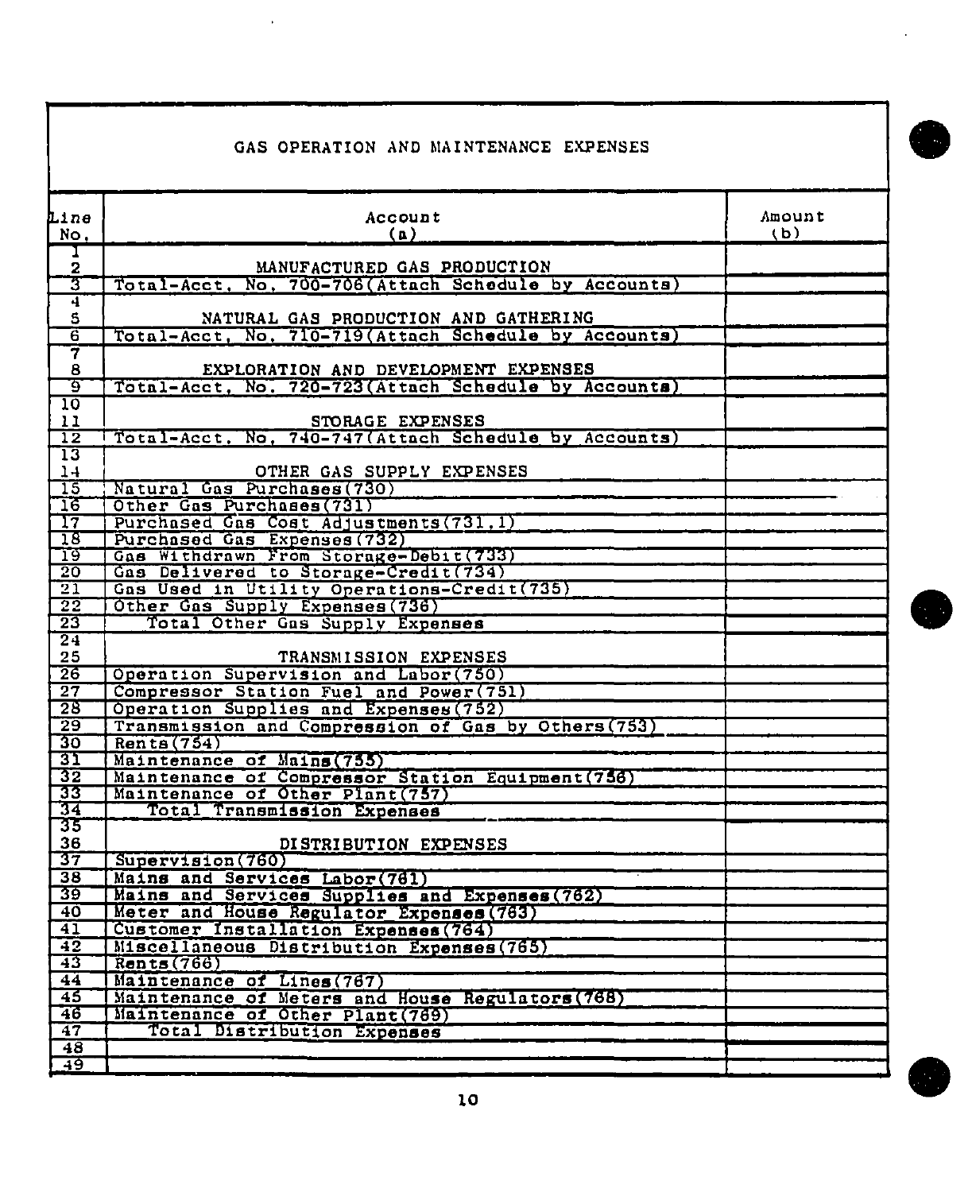# GAS OPERATION AND MAINTENANCE EXPENSES

| Line No. | Account (a) | Amount (b) |
|---|---|---|
| 1 | | |
| 2 | MANUFACTURED GAS PRODUCTION | |
| 3 | Total-Acct. No. 700-706(Attach Schedule by Accounts) | |
| 4 | | |
| 5 | NATURAL GAS PRODUCTION AND GATHERING | |
| 6 | Total-Acct. No. 710-719(Attach Schedule by Accounts) | |
| 7 | | |
| 8 | EXPLORATION AND DEVELOPMENT EXPENSES | |
| 9 | Total-Acct. No. 720-723(Attach Schedule by Accounts) | |
| 10 | | |
| 11 | STORAGE EXPENSES | |
| 12 | Total-Acct. No. 740-747(Attach Schedule by Accounts) | |
| 13 | | |
| 14 | OTHER GAS SUPPLY EXPENSES | |
| 15 | Natural Gas Purchases(730) | |
| 16 | Other Gas Purchases(731) | |
| 17 | Purchased Gas Cost Adjustments(731.1) | |
| 18 | Purchased Gas Expenses(732) | |
| 19 | Gas Withdrawn From Storage-Debit(733) | |
| 20 | Gas Delivered to Storage-Credit(734) | |
| 21 | Gas Used in Utility Operations-Credit(735) | |
| 22 | Other Gas Supply Expenses(736) | |
| 23 | Total Other Gas Supply Expenses | |
| 24 | | |
| 25 | TRANSMISSION EXPENSES | |
| 26 | Operation Supervision and Labor(750) | |
| 27 | Compressor Station Fuel and Power(751) | |
| 28 | Operation Supplies and Expenses(752) | |
| 29 | Transmission and Compression of Gas by Others(753) | |
| 30 | Rents(754) | |
| 31 | Maintenance of Mains(755) | |
| 32 | Maintenance of Compressor Station Equipment(756) | |
| 33 | Maintenance of Other Plant(757) | |
| 34 | Total Transmission Expenses | |
| 35 | | |
| 36 | DISTRIBUTION EXPENSES | |
| 37 | Supervision(760) | |
| 38 | Mains and Services Labor(761) | |
| 39 | Mains and Services Supplies and Expenses(762) | |
| 40 | Meter and House Regulator Expenses(763) | |
| 41 | Customer Installation Expenses(764) | |
| 42 | Miscellaneous Distribution Expenses(765) | |
| 43 | Rents(766) | |
| 44 | Maintenance of Lines(767) | |
| 45 | Maintenance of Meters and House Regulators(768) | |
| 46 | Maintenance of Other Plant(769) | |
| 47 | Total Distribution Expenses | |
| 48 | | |
| 49 | | |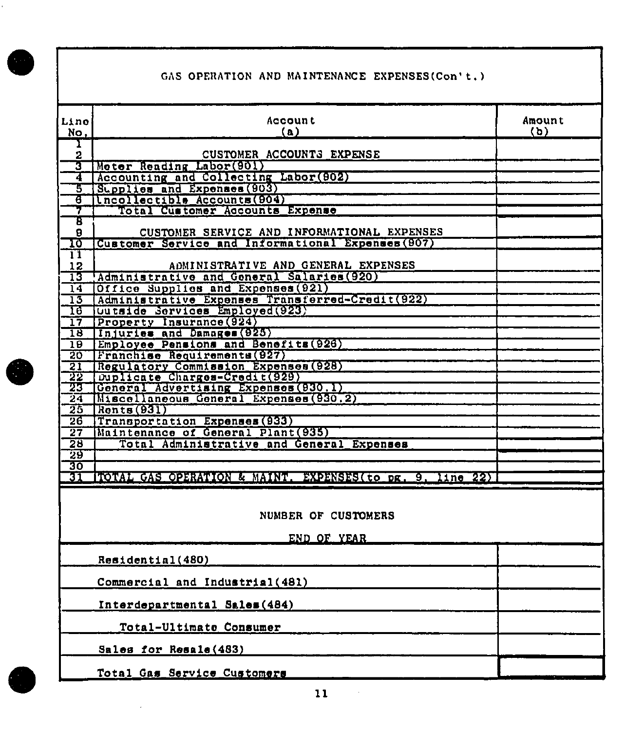## GAS OPERATION AND MAINTENANCE EXPENSES(Con't.)

| Line No. | Account (a) | Amount (b) |
|---|---|---|
| 1 | | |
| 2 | CUSTOMER ACCOUNTS EXPENSE | |
| 3 | Meter Reading Labor(901) | |
| 4 | Accounting and Collecting Labor(902) | |
| 5 | Supplies and Expenses(903) | |
| 6 | Uncollectible Accounts(904) | |
| 7 | Total Customer Accounts Expense | |
| 8 | | |
| 9 | CUSTOMER SERVICE AND INFORMATIONAL EXPENSES | |
| 10 | Customer Service and Informational Expenses(907) | |
| 11 | | |
| 12 | ADMINISTRATIVE AND GENERAL EXPENSES | |
| 13 | Administrative and General Salaries(920) | |
| 14 | Office Supplies and Expenses(921) | |
| 15 | Administrative Expenses Transferred-Credit(922) | |
| 16 | Outside Services Employed(923) | |
| 17 | Property Insurance(924) | |
| 18 | Injuries and Damages(925) | |
| 19 | Employee Pensions and Benefits(926) | |
| 20 | Franchise Requirements(927) | |
| 21 | Regulatory Commission Expenses(928) | |
| 22 | Duplicate Charges-Credit(929) | |
| 23 | General Advertising Expenses(930.1) | |
| 24 | Miscellaneous General Expenses(930.2) | |
| 25 | Rents(931) | |
| 26 | Transportation Expenses(933) | |
| 27 | Maintenance of General Plant(935) | |
| 28 | Total Administrative and General Expenses | |
| 29 | | |
| 30 | | |
| 31 | TOTAL GAS OPERATION & MAINT. EXPENSES(to pg. 9, line 22) | |

## NUMBER OF CUSTOMERS

END OF YEAR

| | |
|---|---|
| Residential(480) | |
| Commercial and Industrial(481) | |
| Interdepartmental Sales(484) | |
| Total-Ultimate Consumer | |
| Sales for Resale(483) | |
| Total Gas Service Customers | |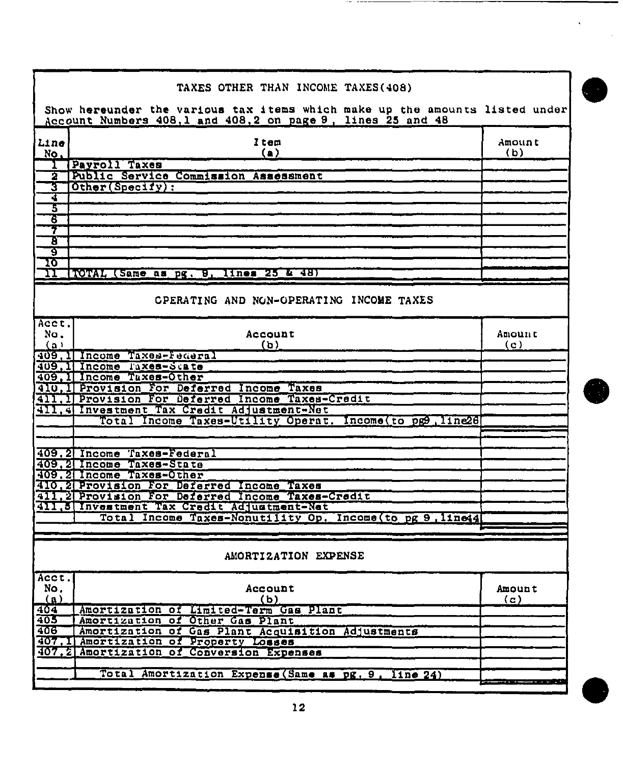## TAXES OTHER THAN INCOME TAXES(408)

Show hereunder the various tax items which make up the amounts listed under Account Numbers 408.1 and 408.2 on page 9, lines 25 and 48

| Line No. | Item (a) | Amount (b) |
|---|---|---|
| 1 | Payroll Taxes | |
| 2 | Public Service Commission Assessment | |
| 3 | Other(Specify): | |
| 4 | | |
| 5 | | |
| 6 | | |
| 7 | | |
| 8 | | |
| 9 | | |
| 10 | | |
| 11 | TOTAL (Same as pg. 9, lines 25 & 48) | |

## OPERATING AND NON-OPERATING INCOME TAXES

| Acct. No. (a) | Account (b) | Amount (c) |
|---|---|---|
| 409.1 | Income Taxes-Federal | |
| 409.1 | Income Taxes-State | |
| 409.1 | Income Taxes-Other | |
| 410.1 | Provision For Deferred Income Taxes | |
| 411.1 | Provision For Deferred Income Taxes-Credit | |
| 411.4 | Investment Tax Credit Adjustment-Net | |
| | Total Income Taxes-Utility Operat. Income(to pg9,line28 | |
| | | |
| 409.2 | Income Taxes-Federal | |
| 409.2 | Income Taxes-State | |
| 409.2 | Income Taxes-Other | |
| 410.2 | Provision For Deferred Income Taxes | |
| 411.2 | Provision For Deferred Income Taxes-Credit | |
| 411.5 | Investment Tax Credit Adjustment-Net | |
| | Total Income Taxes-Nonutility Op. Income(to pg 9,line44 | |

## AMORTIZATION EXPENSE

| Acct. No. (a) | Account (b) | Amount (c) |
|---|---|---|
| 404 | Amortization of Limited-Term Gas Plant | |
| 405 | Amortization of Other Gas Plant | |
| 406 | Amortization of Gas Plant Acquisition Adjustments | |
| 407.1 | Amortization of Property Losses | |
| 407.2 | Amortization of Conversion Expenses | |
| | | |
| | Total Amortization Expense(Same as pg. 9, line 24) | |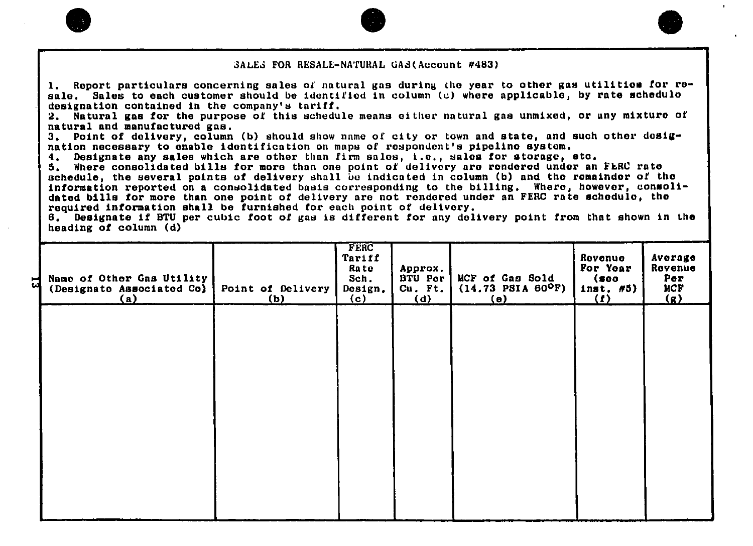## SALES FOR RESALE-NATURAL GAS(Account #483)

1. Report particulars concerning sales of natural gas during the year to other gas utilities for resale. Sales to each customer should be identified in column (c) where applicable, by rate schedule designation contained in the company's tariff.
2. Natural gas for the purpose of this schedule means either natural gas unmixed, or any mixture of natural and manufactured gas.
3. Point of delivery, column (b) should show name of city or town and state, and such other designation necessary to enable identification on maps of respondent's pipeline system.
4. Designate any sales which are other than firm sales, i.e., sales for storage, etc.
5. Where consolidated bills for more than one point of delivery are rendered under an FERC rate schedule, the several points of delivery shall be indicated in column (b) and the remainder of the information reported on a consolidated basis corresponding to the billing. Where, however, consolidated bills for more than one point of delivery are not rendered under an FERC rate schedule, the required information shall be furnished for each point of delivery.
6. Designate if BTU per cubic foot of gas is different for any delivery point from that shown in the heading of column (d)

| Name of Other Gas Utility (Designate Associated Co) (a) | Point of Delivery (b) | FERC Tariff Rate Sch. Design. (c) | Approx. BTU Per Cu. Ft. (d) | MCF of Gas Sold (14.73 PSIA 60°F) (e) | Revenue For Year (see inst. #5) (f) | Average Revenue Per MCF (g) |
|---|---|---|---|---|---|---|
| | | | | | | |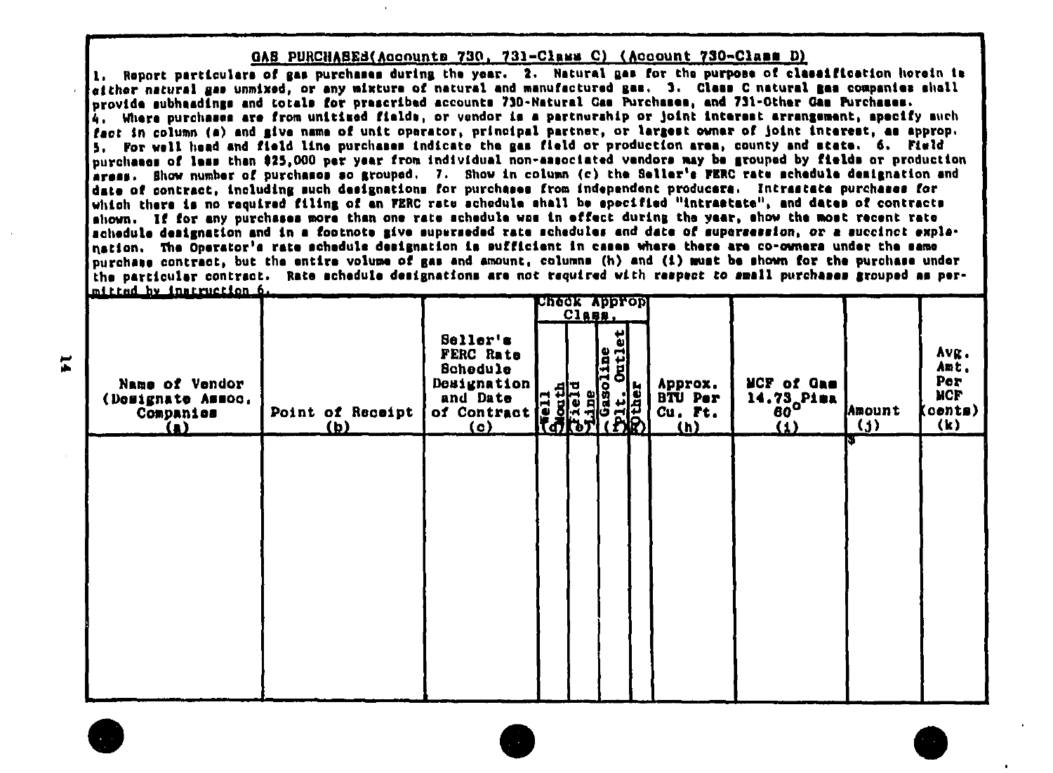## GAS PURCHASES (Accounts 730, 731-Class C) (Account 730-Class D)

1. Report particulars of gas purchases during the year. 2. Natural gas for the purpose of classification herein is either natural gas unmixed, or any mixture of natural and manufactured gas. 3. Class C natural gas companies shall provide subheadings and totals for prescribed accounts 730-Natural Gas Purchases, and 731-Other Gas Purchases.
4. Where purchases are from unitized fields, or vendor is a partnership or joint interest arrangement, specify such fact in column (a) and give name of unit operator, principal partner, or largest owner of joint interest, as approp.
5. For well head and field line purchases indicate the gas field or production area, county and state. 6. Field purchases of less than $25,000 per year from individual non-associated vendors may be grouped by fields or production areas. Show number of purchases so grouped. 7. Show in column (c) the Seller's FERC rate schedule designation and date of contract, including such designations for purchases from independent producers. Intrastate purchases for which there is no required filing of an FERC rate schedule shall be specified "intrastate", and dates of contracts shown. If for any purchases more than one rate schedule was in effect during the year, show the most recent rate schedule designation and in a footnote give superseded rate schedules and date of supersession, or a succinct explanation. The Operator's rate schedule designation is sufficient in cases where there are co-owners under the same purchase contract, but the entire volume of gas and amount, columns (h) and (i) must be shown for the purchase under the particular contract. Rate schedule designations are not required with respect to small purchases grouped as permitted by instruction 6.

| Name of Vendor (Designate Assoc. Companies) (a) | Point of Receipt (b) | Seller's FERC Rate Schedule Designation and Date of Contract (c) | Check Approp Class. Well Mouth (d) | Field Line (e) | Gasoline Plt. Outlet (f) | Other (g) | Approx. BTU Per Cu. Ft. (h) | MCF of Gas 14.73 Pisa 60° (i) | Amount (j) | Avg. Amt. Per MCF (cents) (k) |
|---|---|---|---|---|---|---|---|---|---|---|
| | | | | | | | | | $ | |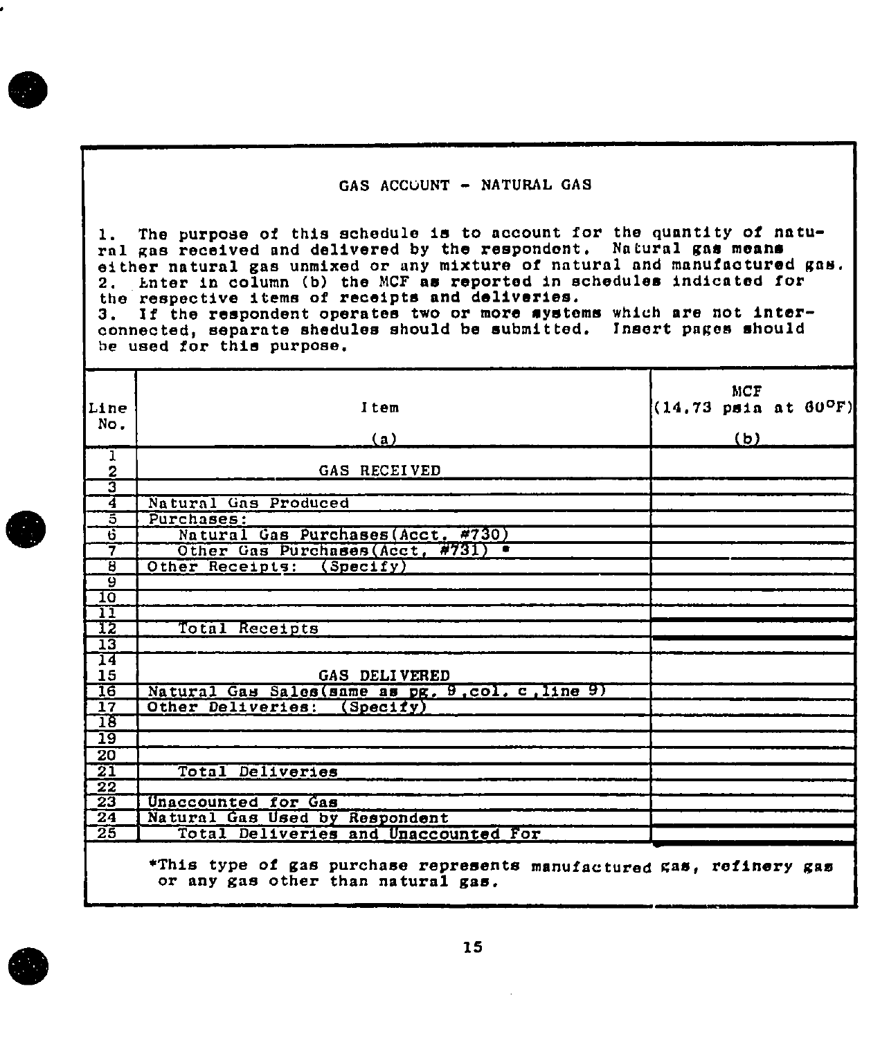## GAS ACCOUNT - NATURAL GAS

1. The purpose of this schedule is to account for the quantity of natural gas received and delivered by the respondent. Natural gas means either natural gas unmixed or any mixture of natural and manufactured gas.
2. Enter in column (b) the MCF as reported in schedules indicated for the respective items of receipts and deliveries.
3. If the respondent operates two or more systems which are not interconnected, separate shedules should be submitted. Insert pages should be used for this purpose.

| Line No. | Item<br>(a) | MCF<br>(14.73 psia at 60°F)<br>(b) |
|---|---|---|
| 1 | | |
| 2 | GAS RECEIVED | |
| 3 | | |
| 4 | Natural Gas Produced | |
| 5 | Purchases: | |
| 6 | Natural Gas Purchases(Acct. #730) | |
| 7 | Other Gas Purchases(Acct. #731) * | |
| 8 | Other Receipts: (Specify) | |
| 9 | | |
| 10 | | |
| 11 | | |
| 12 | Total Receipts | |
| 13 | | |
| 14 | | |
| 15 | GAS DELIVERED | |
| 16 | Natural Gas Sales(same as pg. 9,col. c,line 9) | |
| 17 | Other Deliveries: (Specify) | |
| 18 | | |
| 19 | | |
| 20 | | |
| 21 | Total Deliveries | |
| 22 | | |
| 23 | Unaccounted for Gas | |
| 24 | Natural Gas Used by Respondent | |
| 25 | Total Deliveries and Unaccounted For | |

*This type of gas purchase represents manufactured gas, refinery gas or any gas other than natural gas.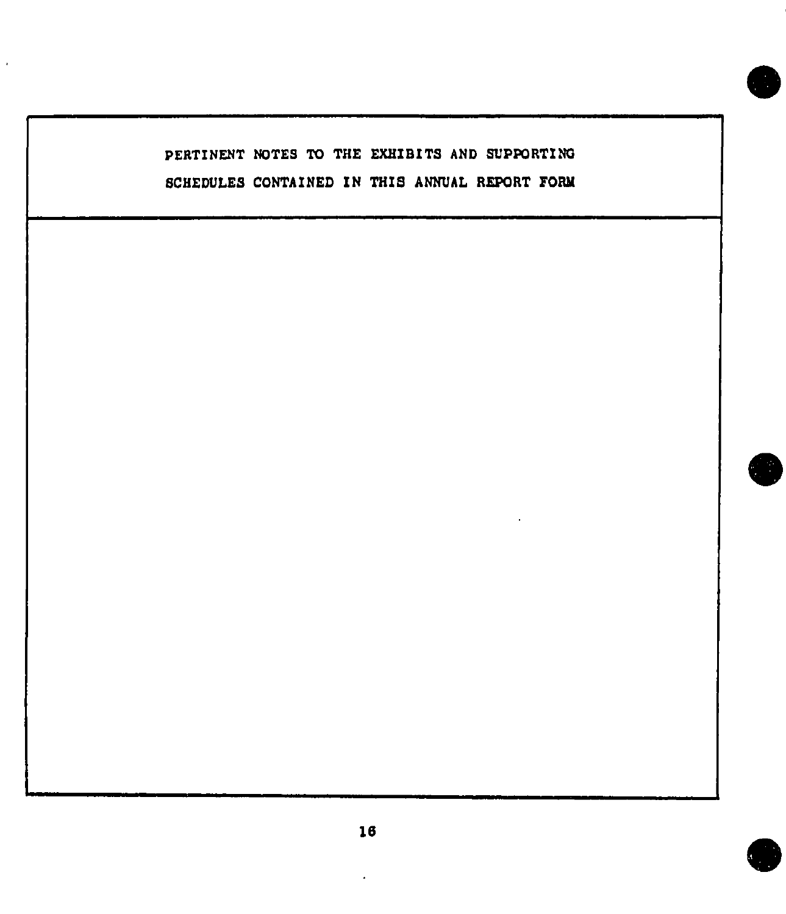## PERTINENT NOTES TO THE EXHIBITS AND SUPPORTING SCHEDULES CONTAINED IN THIS ANNUAL REPORT FORM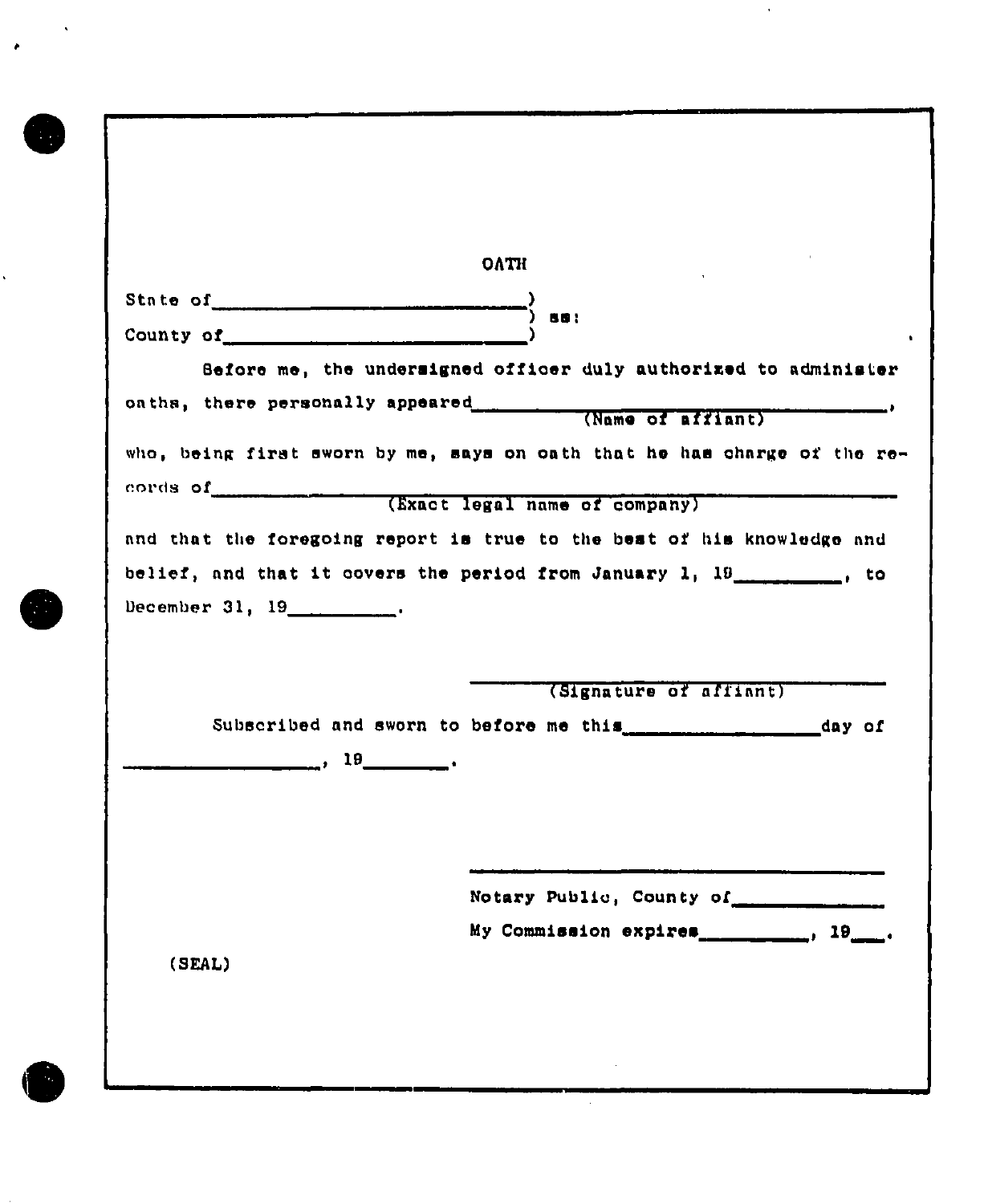# OATH

State of \_\_\_\_\_\_\_\_\_\_\_\_\_\_\_\_\_\_\_\_\_\_\_\_\_\_\_\_)
                                                            ) ss:
County of \_\_\_\_\_\_\_\_\_\_\_\_\_\_\_\_\_\_\_\_\_\_\_\_\_\_\_)

Before me, the undersigned officer duly authorized to administer oaths, there personally appeared \_\_\_\_\_\_\_\_\_\_\_\_\_\_\_\_\_\_\_\_\_\_\_\_\_\_\_\_\_\_\_\_\_\_\_\_,
(Name of affiant)

who, being first sworn by me, says on oath that he has charge of the records of \_\_\_\_\_\_\_\_\_\_\_\_\_\_\_\_\_\_\_\_\_\_\_\_\_\_\_\_\_\_\_\_\_\_\_\_\_\_\_\_\_\_\_\_\_\_\_\_\_\_\_\_
(Exact legal name of company)

and that the foregoing report is true to the best of his knowledge and belief, and that it covers the period from January 1, 19\_\_\_\_\_\_\_\_\_\_, to December 31, 19\_\_\_\_\_\_\_\_\_\_.

\_\_\_\_\_\_\_\_\_\_\_\_\_\_\_\_\_\_\_\_\_\_\_\_\_\_\_\_\_\_\_\_\_\_\_\_
(Signature of affiant)

Subscribed and sworn to before me this \_\_\_\_\_\_\_\_\_\_\_\_\_\_\_\_\_\_ day of \_\_\_\_\_\_\_\_\_\_\_\_\_\_\_\_\_\_\_\_, 19\_\_\_\_\_\_\_\_.

\_\_\_\_\_\_\_\_\_\_\_\_\_\_\_\_\_\_\_\_\_\_\_\_\_\_\_\_\_\_\_\_\_\_\_\_

Notary Public, County of \_\_\_\_\_\_\_\_\_\_\_\_\_\_

My Commission expires \_\_\_\_\_\_\_\_\_\_, 19\_\_\_.

(SEAL)